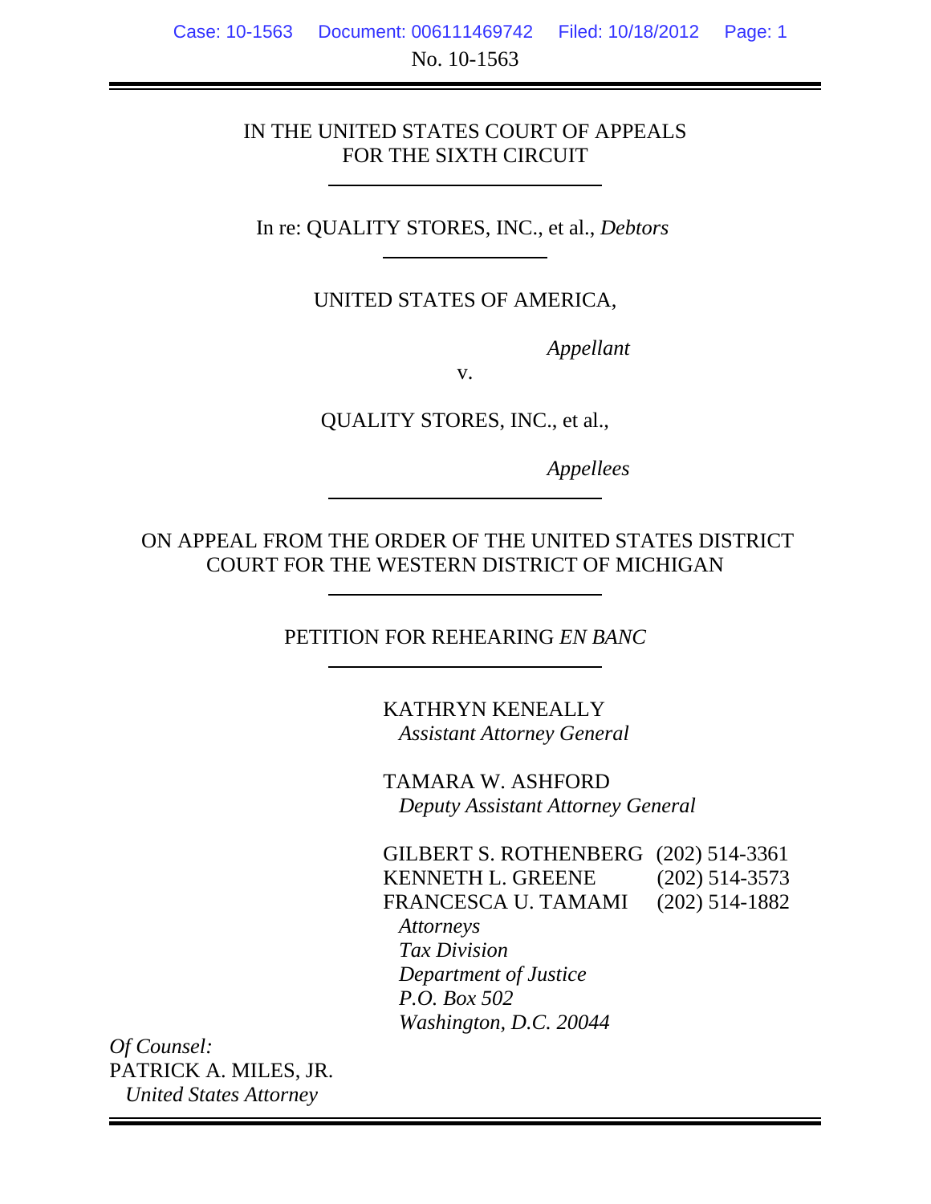No. 10-1563

IN THE UNITED STATES COURT OF APPEALS
FOR THE SIXTH CIRCUIT

In re: QUALITY STORES, INC., et al., *Debtors*

UNITED STATES OF AMERICA,

*Appellant*

v.

QUALITY STORES, INC., et al.,

*Appellees*

ON APPEAL FROM THE ORDER OF THE UNITED STATES DISTRICT COURT FOR THE WESTERN DISTRICT OF MICHIGAN

PETITION FOR REHEARING *EN BANC*

KATHRYN KENEALLY
*Assistant Attorney General*

TAMARA W. ASHFORD
*Deputy Assistant Attorney General*

GILBERT S. ROTHENBERG (202) 514-3361
KENNETH L. GREENE (202) 514-3573
FRANCESCA U. TAMAMI (202) 514-1882
*Attorneys*
*Tax Division*
*Department of Justice*
*P.O. Box 502*
*Washington, D.C. 20044*

*Of Counsel:*
PATRICK A. MILES, JR.
*United States Attorney*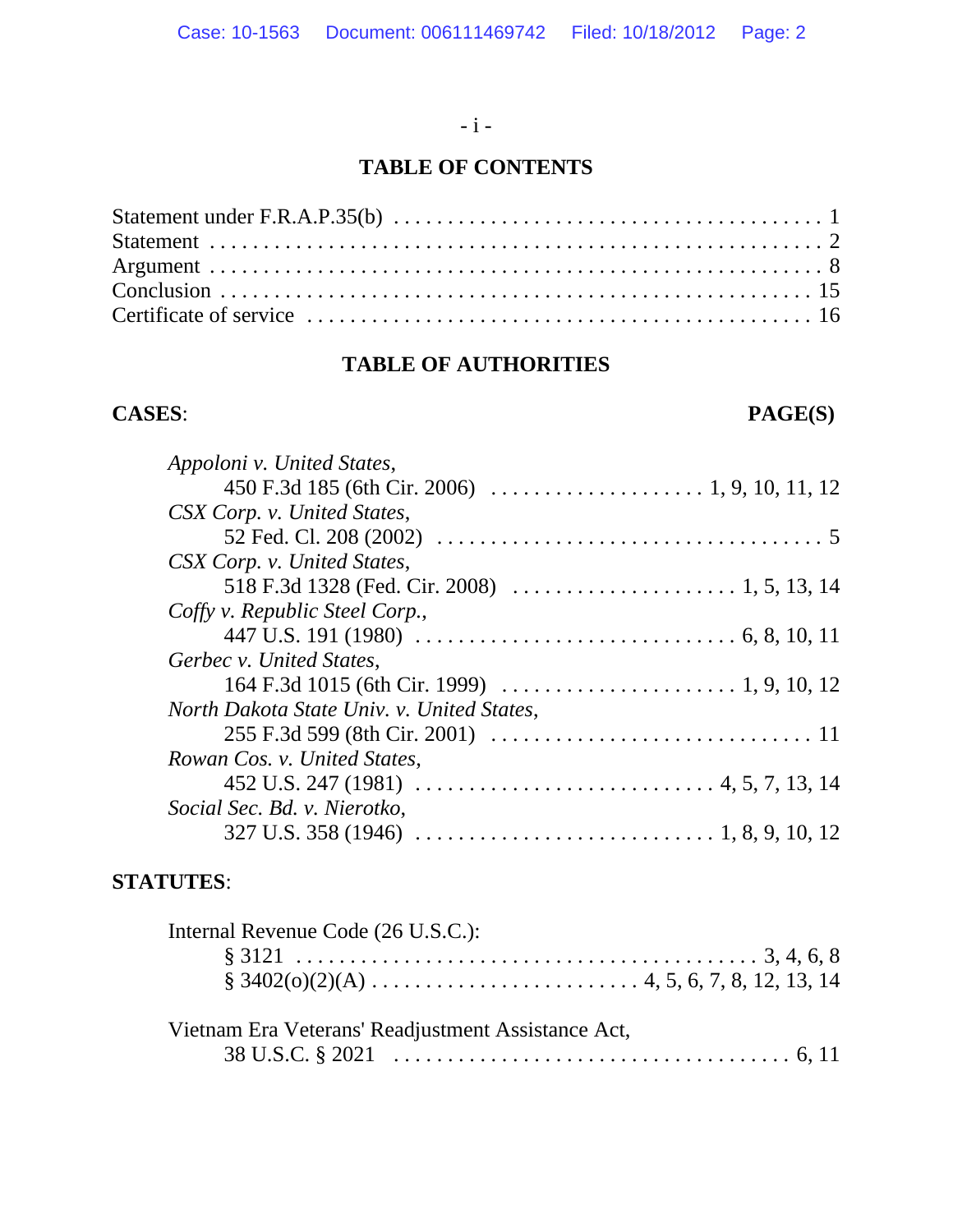## TABLE OF CONTENTS

Statement under F.R.A.P.35(b) . . . . . . . . . . . . . . . . . . . . . . . . . . . . . . . . . . . . . 1
Statement . . . . . . . . . . . . . . . . . . . . . . . . . . . . . . . . . . . . . . . . . . . . . . . . . . . . . 2
Argument . . . . . . . . . . . . . . . . . . . . . . . . . . . . . . . . . . . . . . . . . . . . . . . . . . . . . 8
Conclusion . . . . . . . . . . . . . . . . . . . . . . . . . . . . . . . . . . . . . . . . . . . . . . . . . . . . 15
Certificate of service . . . . . . . . . . . . . . . . . . . . . . . . . . . . . . . . . . . . . . . . . . . . . 16

## TABLE OF AUTHORITIES

**CASES**: **PAGE(S)**

*Appoloni v. United States*,
450 F.3d 185 (6th Cir. 2006) . . . . . . . . . . . . . . . . . . . . 1, 9, 10, 11, 12

*CSX Corp. v. United States*,
52 Fed. Cl. 208 (2002) . . . . . . . . . . . . . . . . . . . . . . . . . . . . . . . . . . 5

*CSX Corp. v. United States*,
518 F.3d 1328 (Fed. Cir. 2008) . . . . . . . . . . . . . . . . . . . . 1, 5, 13, 14

*Coffy v. Republic Steel Corp.*,
447 U.S. 191 (1980) . . . . . . . . . . . . . . . . . . . . . . . . . . . . 6, 8, 10, 11

*Gerbec v. United States*,
164 F.3d 1015 (6th Cir. 1999) . . . . . . . . . . . . . . . . . . . . . 1, 9, 10, 12

*North Dakota State Univ. v. United States*,
255 F.3d 599 (8th Cir. 2001) . . . . . . . . . . . . . . . . . . . . . . . . . . . . . 11

*Rowan Cos. v. United States*,
452 U.S. 247 (1981) . . . . . . . . . . . . . . . . . . . . . . . . . . 4, 5, 7, 13, 14

*Social Sec. Bd. v. Nierotko*,
327 U.S. 358 (1946) . . . . . . . . . . . . . . . . . . . . . . . . . . 1, 8, 9, 10, 12

**STATUTES**:

Internal Revenue Code (26 U.S.C.):
§ 3121 . . . . . . . . . . . . . . . . . . . . . . . . . . . . . . . . . . . . . . . . . 3, 4, 6, 8
§ 3402(o)(2)(A) . . . . . . . . . . . . . . . . . . . . . . . . 4, 5, 6, 7, 8, 12, 13, 14

Vietnam Era Veterans' Readjustment Assistance Act,
38 U.S.C. § 2021 . . . . . . . . . . . . . . . . . . . . . . . . . . . . . . . . . . . 6, 11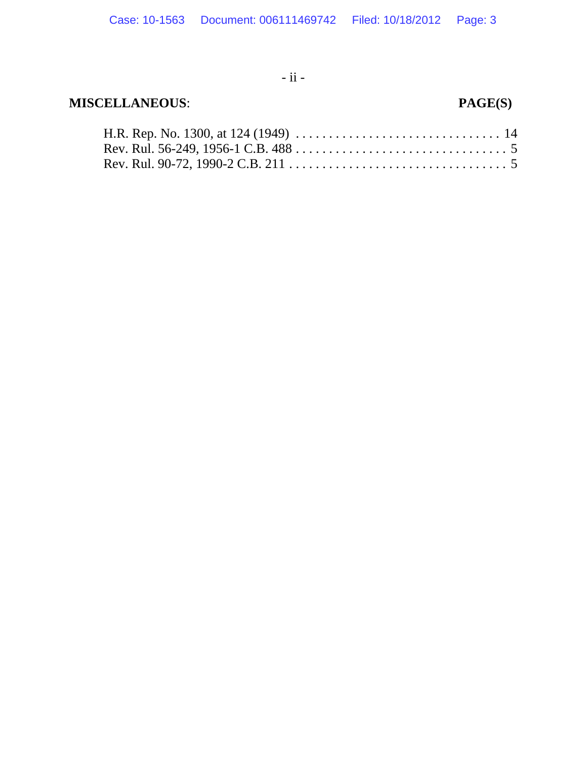**MISCELLANEOUS**: **PAGE(S)**

H.R. Rep. No. 1300, at 124 (1949) . . . . . . . . . . . . . . . . . . . . . . . . . . . . . . . . 14
Rev. Rul. 56-249, 1956-1 C.B. 488 . . . . . . . . . . . . . . . . . . . . . . . . . . . . . . . . 5
Rev. Rul. 90-72, 1990-2 C.B. 211 . . . . . . . . . . . . . . . . . . . . . . . . . . . . . . . . . 5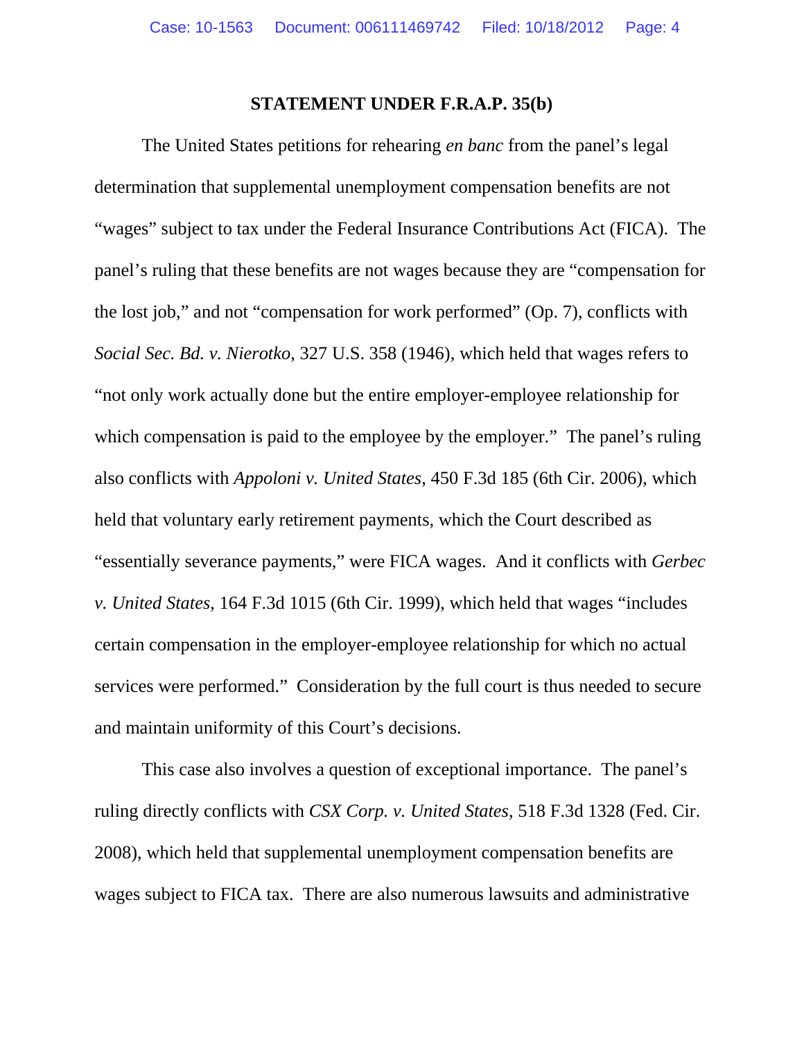**STATEMENT UNDER F.R.A.P. 35(b)**

The United States petitions for rehearing *en banc* from the panel's legal determination that supplemental unemployment compensation benefits are not "wages" subject to tax under the Federal Insurance Contributions Act (FICA). The panel's ruling that these benefits are not wages because they are "compensation for the lost job," and not "compensation for work performed" (Op. 7), conflicts with *Social Sec. Bd. v. Nierotko*, 327 U.S. 358 (1946), which held that wages refers to "not only work actually done but the entire employer-employee relationship for which compensation is paid to the employee by the employer." The panel's ruling also conflicts with *Appoloni v. United States*, 450 F.3d 185 (6th Cir. 2006), which held that voluntary early retirement payments, which the Court described as "essentially severance payments," were FICA wages. And it conflicts with *Gerbec v. United States*, 164 F.3d 1015 (6th Cir. 1999), which held that wages "includes certain compensation in the employer-employee relationship for which no actual services were performed." Consideration by the full court is thus needed to secure and maintain uniformity of this Court's decisions.

This case also involves a question of exceptional importance. The panel's ruling directly conflicts with *CSX Corp. v. United States*, 518 F.3d 1328 (Fed. Cir. 2008), which held that supplemental unemployment compensation benefits are wages subject to FICA tax. There are also numerous lawsuits and administrative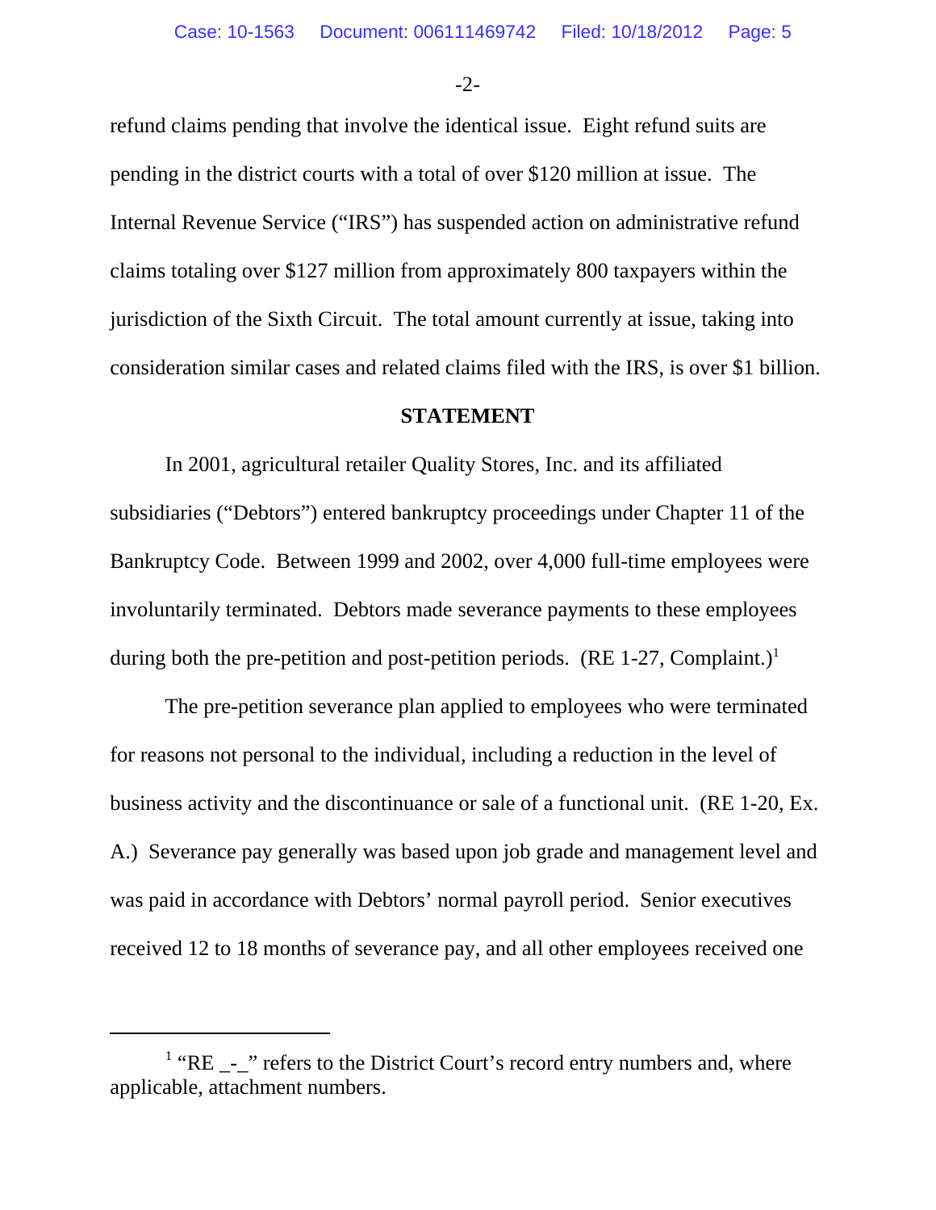refund claims pending that involve the identical issue. Eight refund suits are pending in the district courts with a total of over $120 million at issue. The Internal Revenue Service ("IRS") has suspended action on administrative refund claims totaling over $127 million from approximately 800 taxpayers within the jurisdiction of the Sixth Circuit. The total amount currently at issue, taking into consideration similar cases and related claims filed with the IRS, is over $1 billion.

## STATEMENT

In 2001, agricultural retailer Quality Stores, Inc. and its affiliated subsidiaries ("Debtors") entered bankruptcy proceedings under Chapter 11 of the Bankruptcy Code. Between 1999 and 2002, over 4,000 full-time employees were involuntarily terminated. Debtors made severance payments to these employees during both the pre-petition and post-petition periods. (RE 1-27, Complaint.)[1]

The pre-petition severance plan applied to employees who were terminated for reasons not personal to the individual, including a reduction in the level of business activity and the discontinuance or sale of a functional unit. (RE 1-20, Ex. A.) Severance pay generally was based upon job grade and management level and was paid in accordance with Debtors' normal payroll period. Senior executives received 12 to 18 months of severance pay, and all other employees received one

[1] "RE _-_" refers to the District Court's record entry numbers and, where applicable, attachment numbers.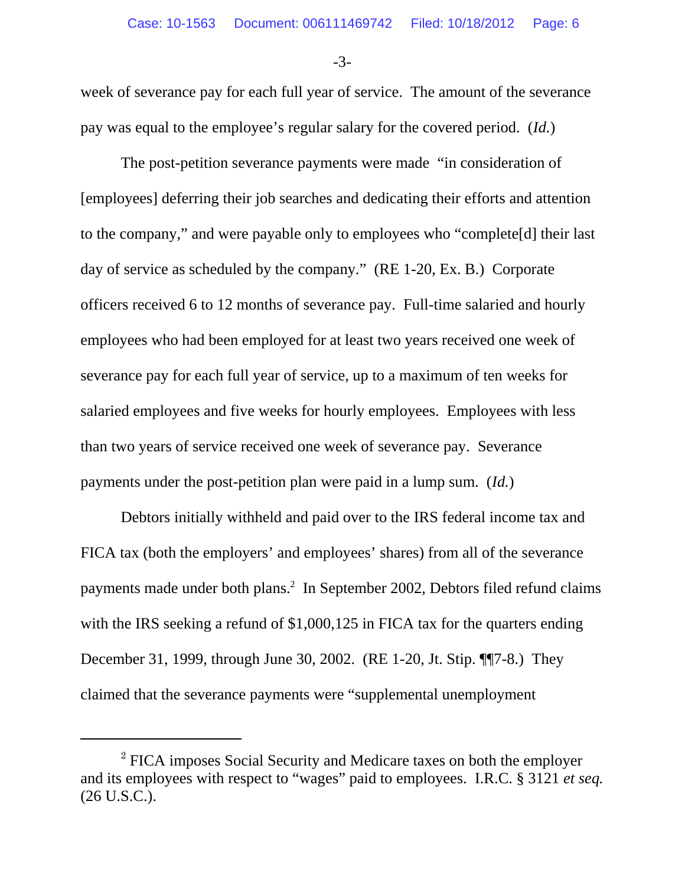week of severance pay for each full year of service. The amount of the severance pay was equal to the employee's regular salary for the covered period. (*Id.*)

The post-petition severance payments were made "in consideration of [employees] deferring their job searches and dedicating their efforts and attention to the company," and were payable only to employees who "complete[d] their last day of service as scheduled by the company." (RE 1-20, Ex. B.) Corporate officers received 6 to 12 months of severance pay. Full-time salaried and hourly employees who had been employed for at least two years received one week of severance pay for each full year of service, up to a maximum of ten weeks for salaried employees and five weeks for hourly employees. Employees with less than two years of service received one week of severance pay. Severance payments under the post-petition plan were paid in a lump sum. (*Id.*)

Debtors initially withheld and paid over to the IRS federal income tax and FICA tax (both the employers' and employees' shares) from all of the severance payments made under both plans.[2] In September 2002, Debtors filed refund claims with the IRS seeking a refund of $1,000,125 in FICA tax for the quarters ending December 31, 1999, through June 30, 2002. (RE 1-20, Jt. Stip. ¶¶7-8.) They claimed that the severance payments were "supplemental unemployment

---

[2] FICA imposes Social Security and Medicare taxes on both the employer and its employees with respect to "wages" paid to employees. I.R.C. § 3121 *et seq.* (26 U.S.C.).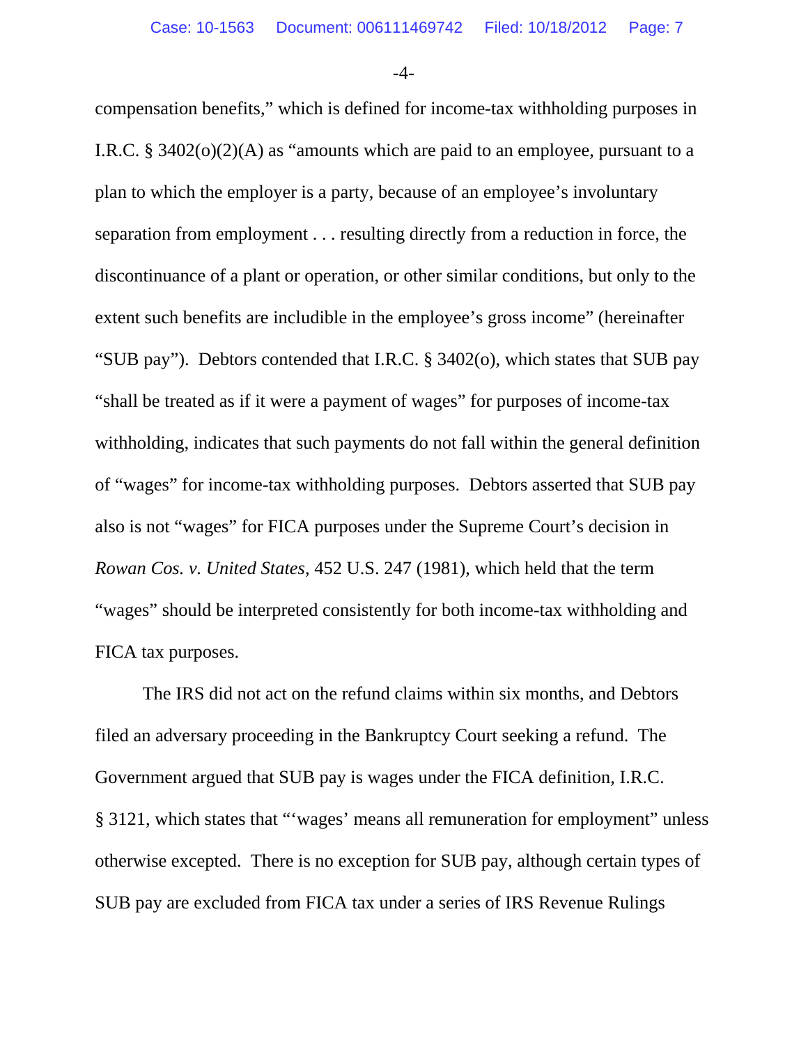compensation benefits," which is defined for income-tax withholding purposes in I.R.C. § 3402(o)(2)(A) as "amounts which are paid to an employee, pursuant to a plan to which the employer is a party, because of an employee's involuntary separation from employment . . . resulting directly from a reduction in force, the discontinuance of a plant or operation, or other similar conditions, but only to the extent such benefits are includible in the employee's gross income" (hereinafter "SUB pay"). Debtors contended that I.R.C. § 3402(o), which states that SUB pay "shall be treated as if it were a payment of wages" for purposes of income-tax withholding, indicates that such payments do not fall within the general definition of "wages" for income-tax withholding purposes. Debtors asserted that SUB pay also is not "wages" for FICA purposes under the Supreme Court's decision in *Rowan Cos. v. United States*, 452 U.S. 247 (1981), which held that the term "wages" should be interpreted consistently for both income-tax withholding and FICA tax purposes.

The IRS did not act on the refund claims within six months, and Debtors filed an adversary proceeding in the Bankruptcy Court seeking a refund. The Government argued that SUB pay is wages under the FICA definition, I.R.C. § 3121, which states that "'wages' means all remuneration for employment" unless otherwise excepted. There is no exception for SUB pay, although certain types of SUB pay are excluded from FICA tax under a series of IRS Revenue Rulings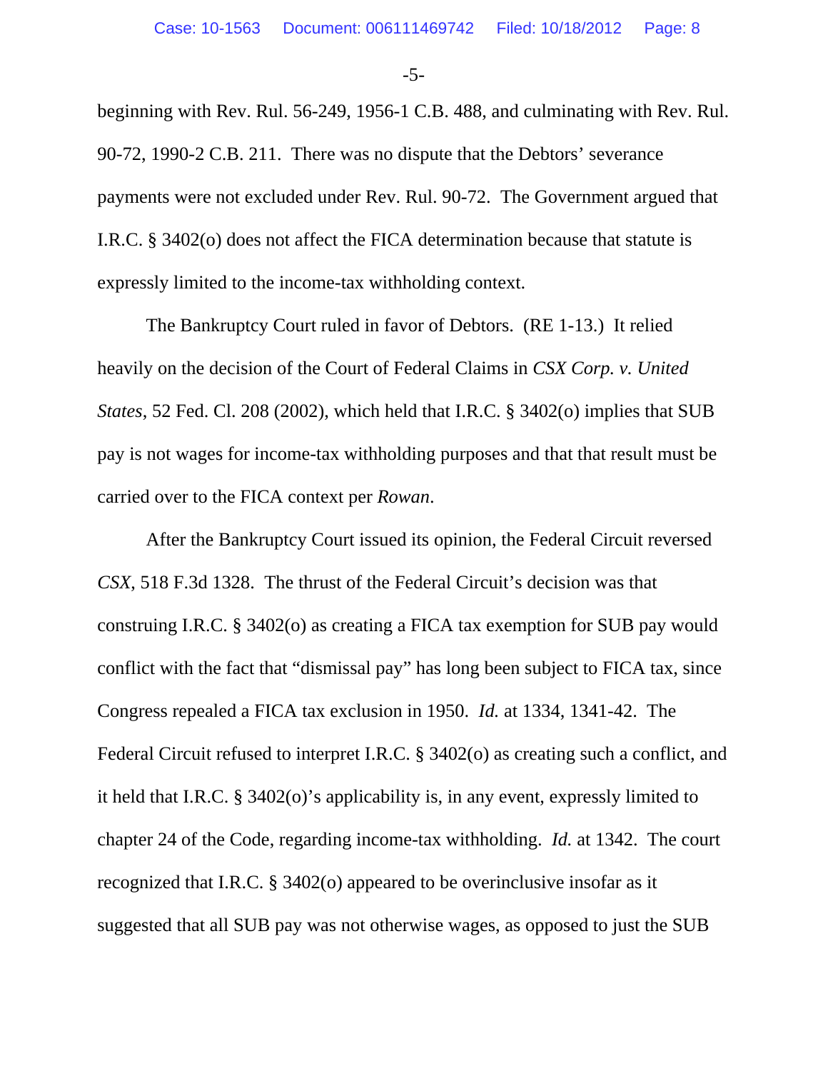beginning with Rev. Rul. 56-249, 1956-1 C.B. 488, and culminating with Rev. Rul. 90-72, 1990-2 C.B. 211. There was no dispute that the Debtors' severance payments were not excluded under Rev. Rul. 90-72. The Government argued that I.R.C. § 3402(o) does not affect the FICA determination because that statute is expressly limited to the income-tax withholding context.

The Bankruptcy Court ruled in favor of Debtors. (RE 1-13.) It relied heavily on the decision of the Court of Federal Claims in *CSX Corp. v. United States*, 52 Fed. Cl. 208 (2002), which held that I.R.C. § 3402(o) implies that SUB pay is not wages for income-tax withholding purposes and that that result must be carried over to the FICA context per *Rowan*.

After the Bankruptcy Court issued its opinion, the Federal Circuit reversed *CSX*, 518 F.3d 1328. The thrust of the Federal Circuit's decision was that construing I.R.C. § 3402(o) as creating a FICA tax exemption for SUB pay would conflict with the fact that "dismissal pay" has long been subject to FICA tax, since Congress repealed a FICA tax exclusion in 1950. *Id.* at 1334, 1341-42. The Federal Circuit refused to interpret I.R.C. § 3402(o) as creating such a conflict, and it held that I.R.C. § 3402(o)'s applicability is, in any event, expressly limited to chapter 24 of the Code, regarding income-tax withholding. *Id.* at 1342. The court recognized that I.R.C. § 3402(o) appeared to be overinclusive insofar as it suggested that all SUB pay was not otherwise wages, as opposed to just the SUB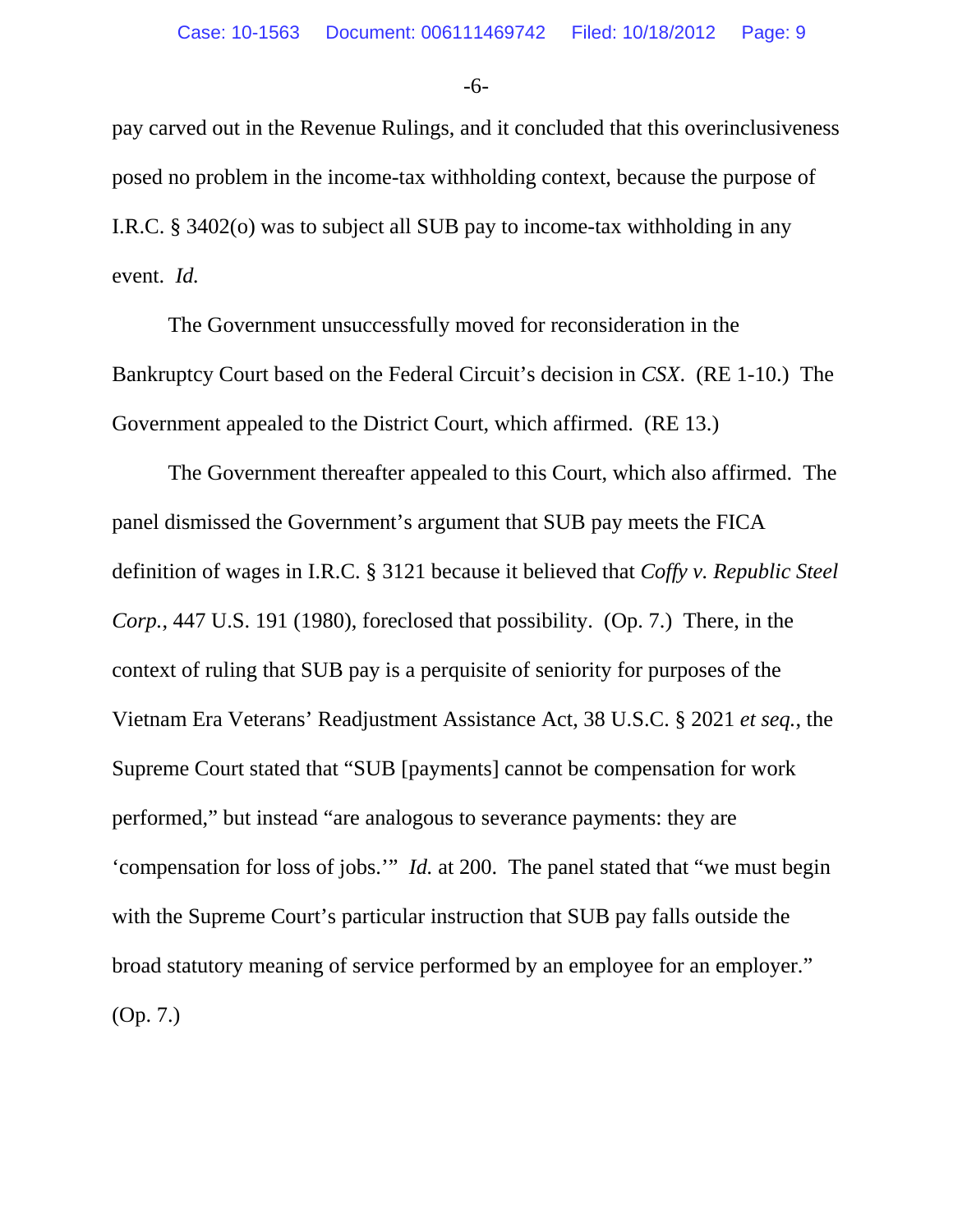pay carved out in the Revenue Rulings, and it concluded that this overinclusiveness posed no problem in the income-tax withholding context, because the purpose of I.R.C. § 3402(o) was to subject all SUB pay to income-tax withholding in any event. *Id.*

The Government unsuccessfully moved for reconsideration in the Bankruptcy Court based on the Federal Circuit's decision in *CSX*. (RE 1-10.) The Government appealed to the District Court, which affirmed. (RE 13.)

The Government thereafter appealed to this Court, which also affirmed. The panel dismissed the Government's argument that SUB pay meets the FICA definition of wages in I.R.C. § 3121 because it believed that *Coffy v. Republic Steel Corp.*, 447 U.S. 191 (1980), foreclosed that possibility. (Op. 7.) There, in the context of ruling that SUB pay is a perquisite of seniority for purposes of the Vietnam Era Veterans' Readjustment Assistance Act, 38 U.S.C. § 2021 *et seq.*, the Supreme Court stated that "SUB [payments] cannot be compensation for work performed," but instead "are analogous to severance payments: they are 'compensation for loss of jobs.'" *Id.* at 200. The panel stated that "we must begin with the Supreme Court's particular instruction that SUB pay falls outside the broad statutory meaning of service performed by an employee for an employer." (Op. 7.)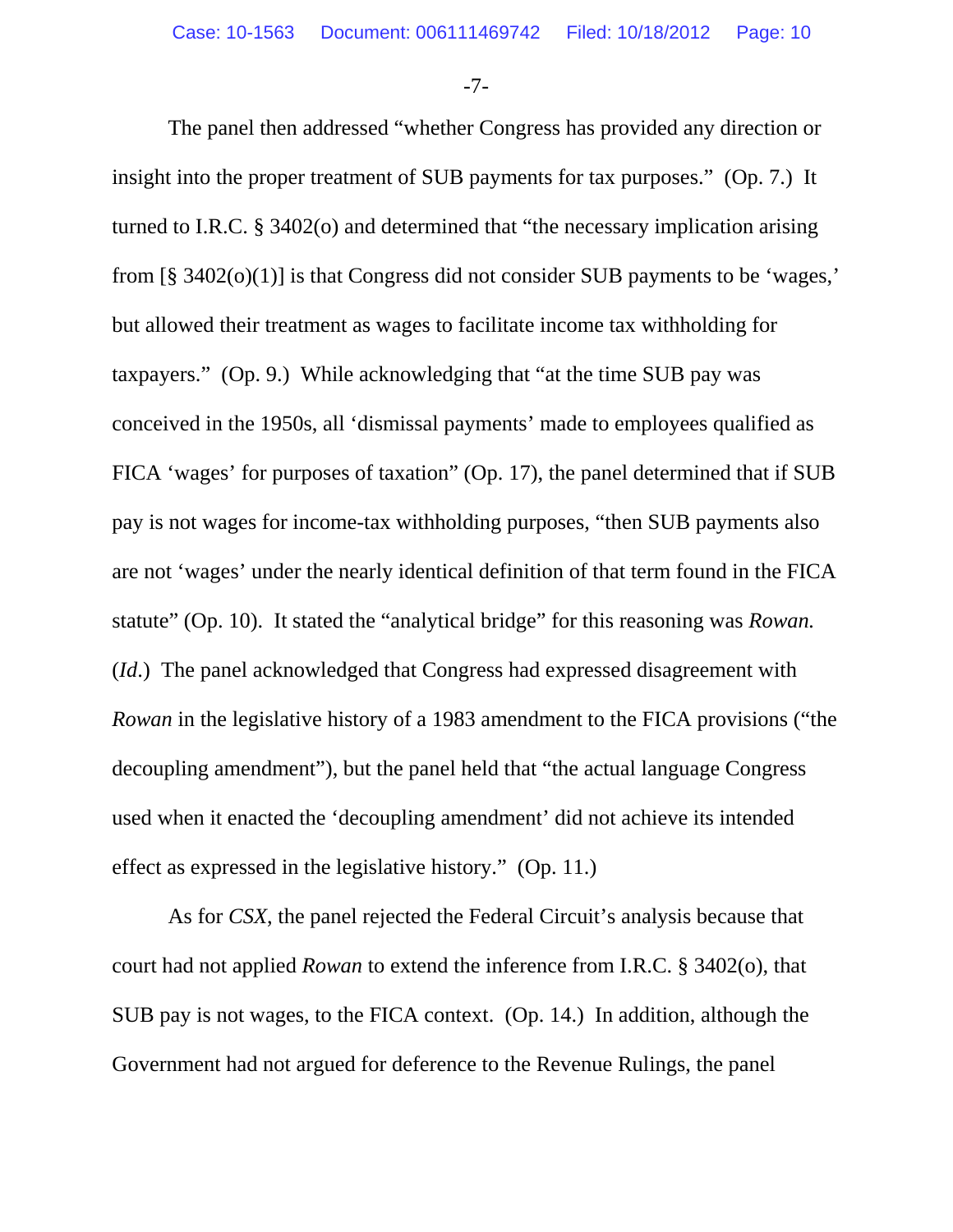The panel then addressed "whether Congress has provided any direction or insight into the proper treatment of SUB payments for tax purposes." (Op. 7.) It turned to I.R.C. § 3402(o) and determined that "the necessary implication arising from [§ 3402(o)(1)] is that Congress did not consider SUB payments to be 'wages,' but allowed their treatment as wages to facilitate income tax withholding for taxpayers." (Op. 9.) While acknowledging that "at the time SUB pay was conceived in the 1950s, all 'dismissal payments' made to employees qualified as FICA 'wages' for purposes of taxation" (Op. 17), the panel determined that if SUB pay is not wages for income-tax withholding purposes, "then SUB payments also are not 'wages' under the nearly identical definition of that term found in the FICA statute" (Op. 10). It stated the "analytical bridge" for this reasoning was *Rowan.* (*Id*.) The panel acknowledged that Congress had expressed disagreement with *Rowan* in the legislative history of a 1983 amendment to the FICA provisions ("the decoupling amendment"), but the panel held that "the actual language Congress used when it enacted the 'decoupling amendment' did not achieve its intended effect as expressed in the legislative history." (Op. 11.)

As for *CSX*, the panel rejected the Federal Circuit's analysis because that court had not applied *Rowan* to extend the inference from I.R.C. § 3402(o), that SUB pay is not wages, to the FICA context. (Op. 14.) In addition, although the Government had not argued for deference to the Revenue Rulings, the panel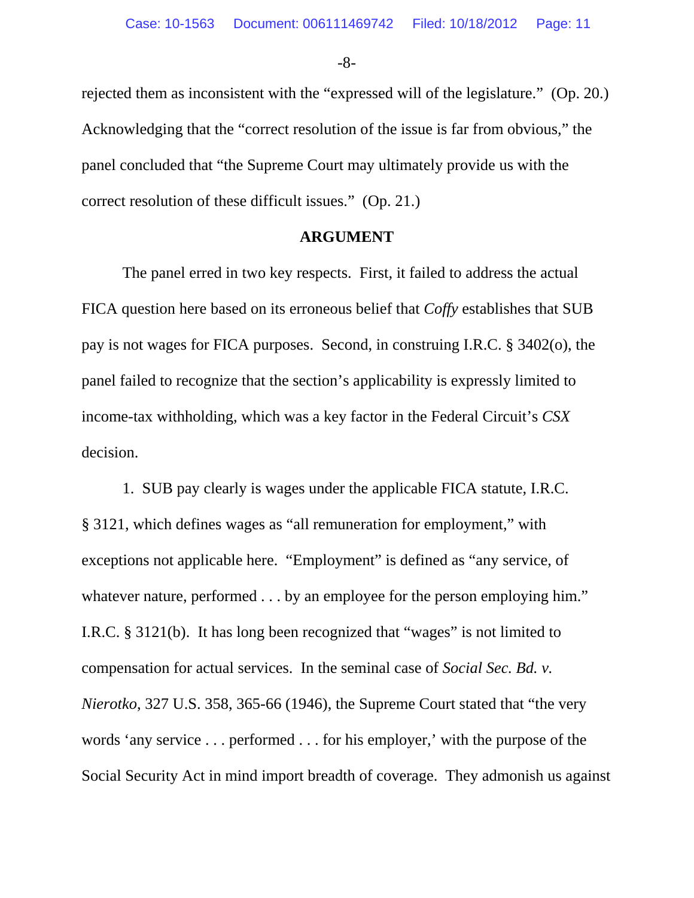rejected them as inconsistent with the "expressed will of the legislature." (Op. 20.) Acknowledging that the "correct resolution of the issue is far from obvious," the panel concluded that "the Supreme Court may ultimately provide us with the correct resolution of these difficult issues." (Op. 21.)

## ARGUMENT

The panel erred in two key respects. First, it failed to address the actual FICA question here based on its erroneous belief that *Coffy* establishes that SUB pay is not wages for FICA purposes. Second, in construing I.R.C. § 3402(o), the panel failed to recognize that the section's applicability is expressly limited to income-tax withholding, which was a key factor in the Federal Circuit's *CSX* decision.

1. SUB pay clearly is wages under the applicable FICA statute, I.R.C. § 3121, which defines wages as "all remuneration for employment," with exceptions not applicable here. "Employment" is defined as "any service, of whatever nature, performed . . . by an employee for the person employing him." I.R.C. § 3121(b). It has long been recognized that "wages" is not limited to compensation for actual services. In the seminal case of *Social Sec. Bd. v. Nierotko*, 327 U.S. 358, 365-66 (1946), the Supreme Court stated that "the very words 'any service . . . performed . . . for his employer,' with the purpose of the Social Security Act in mind import breadth of coverage. They admonish us against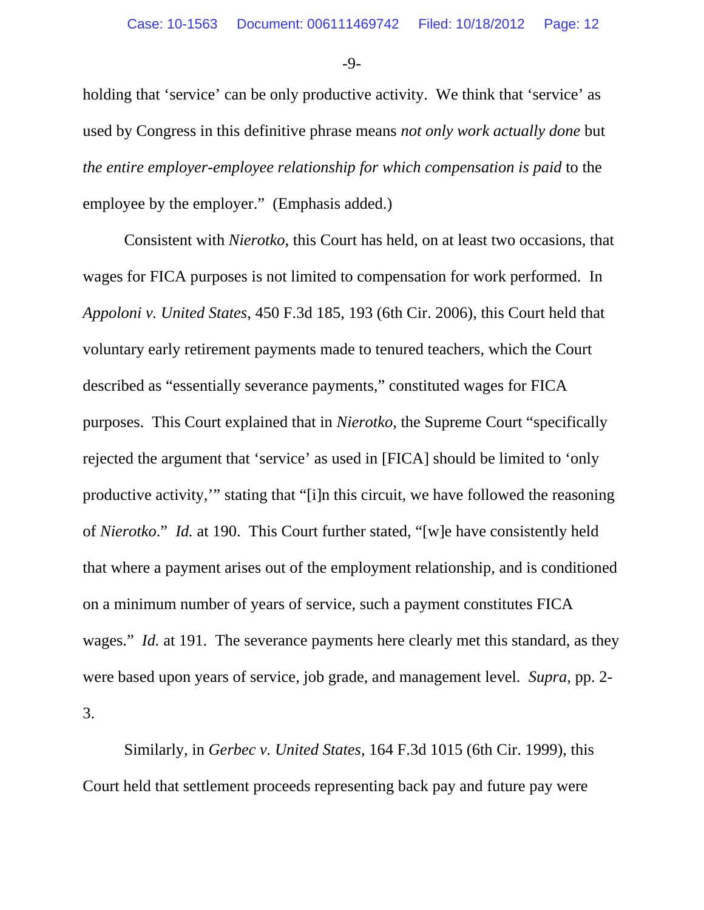holding that 'service' can be only productive activity. We think that 'service' as used by Congress in this definitive phrase means *not only work actually done* but *the entire employer-employee relationship for which compensation is paid* to the employee by the employer." (Emphasis added.)

Consistent with *Nierotko*, this Court has held, on at least two occasions, that wages for FICA purposes is not limited to compensation for work performed. In *Appoloni v. United States*, 450 F.3d 185, 193 (6th Cir. 2006), this Court held that voluntary early retirement payments made to tenured teachers, which the Court described as "essentially severance payments," constituted wages for FICA purposes. This Court explained that in *Nierotko*, the Supreme Court "specifically rejected the argument that 'service' as used in [FICA] should be limited to 'only productive activity,'" stating that "[i]n this circuit, we have followed the reasoning of *Nierotko*." *Id.* at 190. This Court further stated, "[w]e have consistently held that where a payment arises out of the employment relationship, and is conditioned on a minimum number of years of service, such a payment constitutes FICA wages." *Id.* at 191. The severance payments here clearly met this standard, as they were based upon years of service, job grade, and management level. *Supra*, pp. 2-3.

Similarly, in *Gerbec v. United States*, 164 F.3d 1015 (6th Cir. 1999), this Court held that settlement proceeds representing back pay and future pay were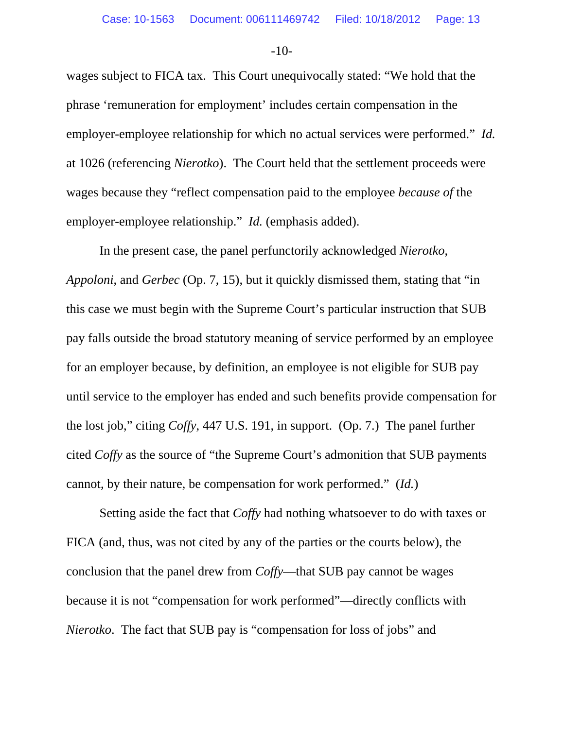wages subject to FICA tax. This Court unequivocally stated: "We hold that the phrase 'remuneration for employment' includes certain compensation in the employer-employee relationship for which no actual services were performed." *Id.* at 1026 (referencing *Nierotko*). The Court held that the settlement proceeds were wages because they "reflect compensation paid to the employee *because of* the employer-employee relationship." *Id.* (emphasis added).

In the present case, the panel perfunctorily acknowledged *Nierotko*, *Appoloni*, and *Gerbec* (Op. 7, 15), but it quickly dismissed them, stating that "in this case we must begin with the Supreme Court's particular instruction that SUB pay falls outside the broad statutory meaning of service performed by an employee for an employer because, by definition, an employee is not eligible for SUB pay until service to the employer has ended and such benefits provide compensation for the lost job," citing *Coffy*, 447 U.S. 191, in support. (Op. 7.) The panel further cited *Coffy* as the source of "the Supreme Court's admonition that SUB payments cannot, by their nature, be compensation for work performed." (*Id.*)

Setting aside the fact that *Coffy* had nothing whatsoever to do with taxes or FICA (and, thus, was not cited by any of the parties or the courts below), the conclusion that the panel drew from *Coffy*—that SUB pay cannot be wages because it is not "compensation for work performed"—directly conflicts with *Nierotko*. The fact that SUB pay is "compensation for loss of jobs" and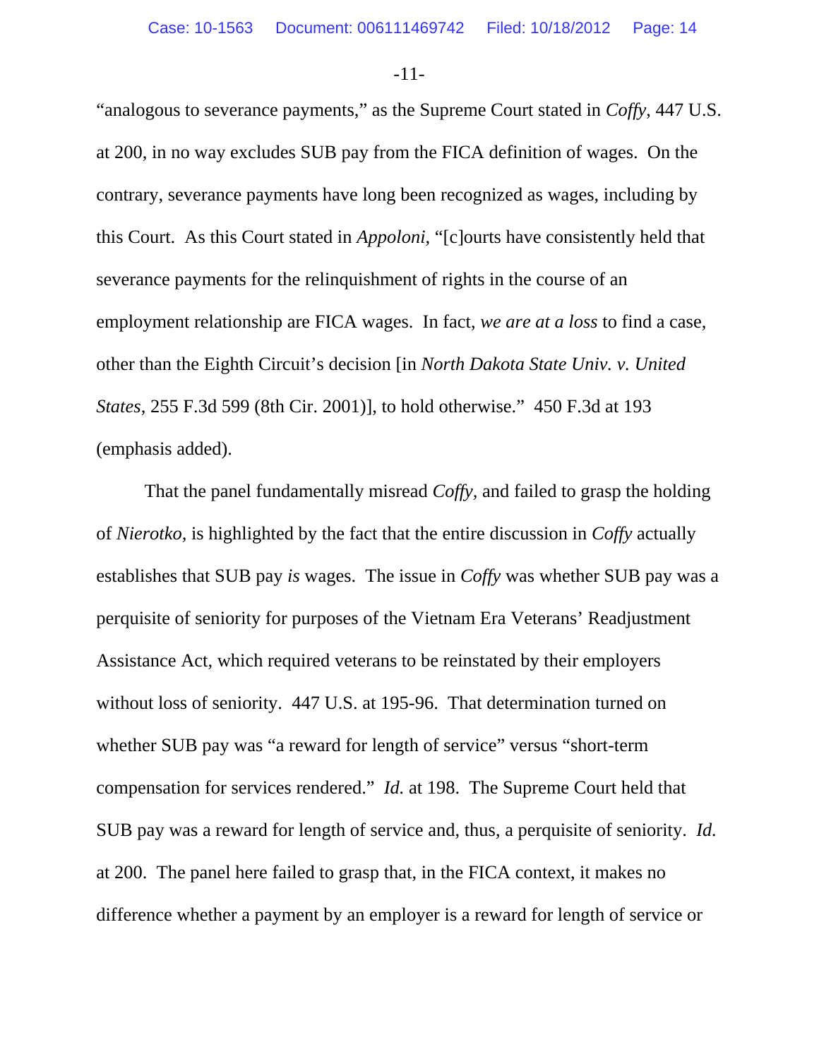"analogous to severance payments," as the Supreme Court stated in *Coffy*, 447 U.S. at 200, in no way excludes SUB pay from the FICA definition of wages. On the contrary, severance payments have long been recognized as wages, including by this Court. As this Court stated in *Appoloni*, "[c]ourts have consistently held that severance payments for the relinquishment of rights in the course of an employment relationship are FICA wages. In fact, *we are at a loss* to find a case, other than the Eighth Circuit's decision [in *North Dakota State Univ. v. United States*, 255 F.3d 599 (8th Cir. 2001)], to hold otherwise." 450 F.3d at 193 (emphasis added).

That the panel fundamentally misread *Coffy*, and failed to grasp the holding of *Nierotko*, is highlighted by the fact that the entire discussion in *Coffy* actually establishes that SUB pay *is* wages. The issue in *Coffy* was whether SUB pay was a perquisite of seniority for purposes of the Vietnam Era Veterans' Readjustment Assistance Act, which required veterans to be reinstated by their employers without loss of seniority. 447 U.S. at 195-96. That determination turned on whether SUB pay was "a reward for length of service" versus "short-term compensation for services rendered." *Id.* at 198. The Supreme Court held that SUB pay was a reward for length of service and, thus, a perquisite of seniority. *Id.* at 200. The panel here failed to grasp that, in the FICA context, it makes no difference whether a payment by an employer is a reward for length of service or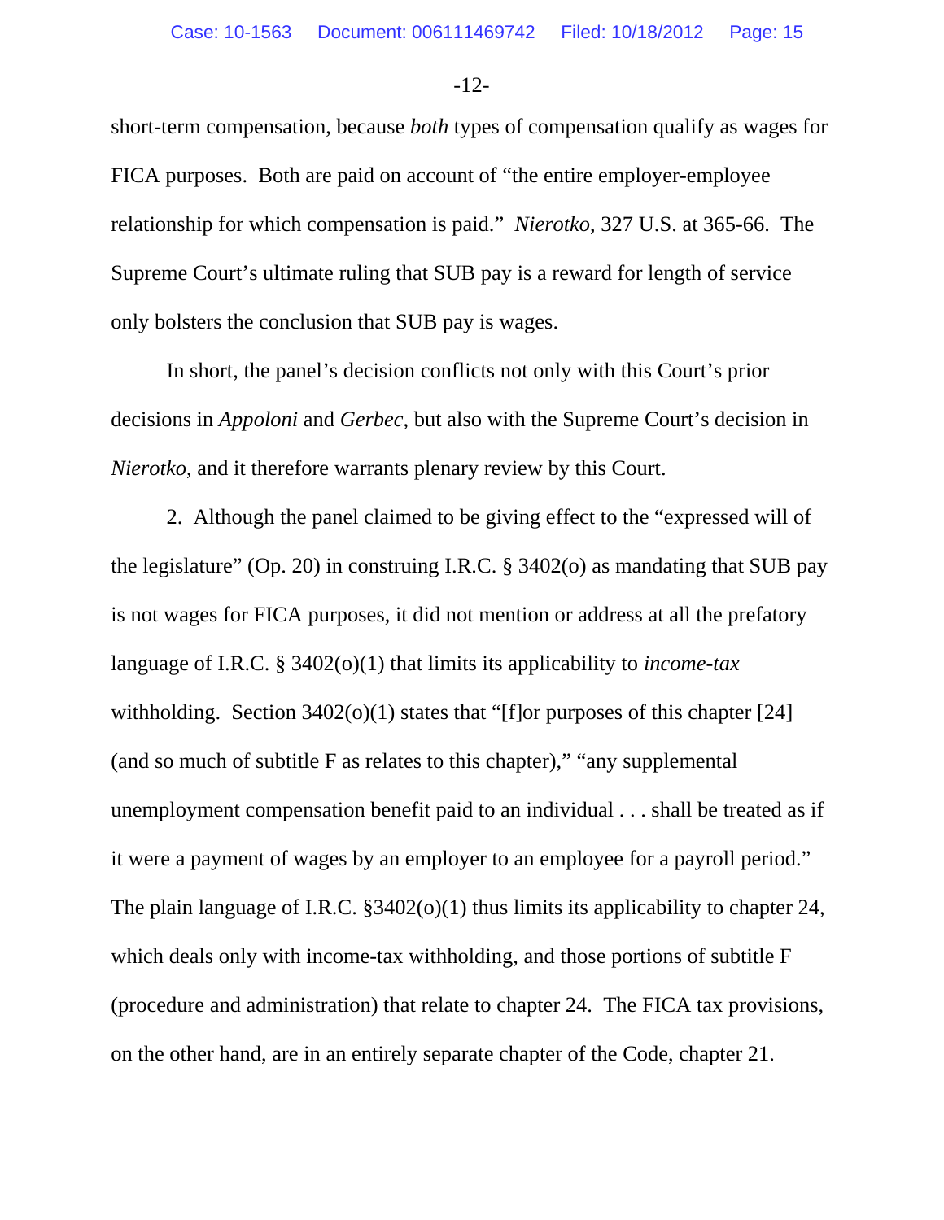short-term compensation, because *both* types of compensation qualify as wages for FICA purposes. Both are paid on account of "the entire employer-employee relationship for which compensation is paid." *Nierotko*, 327 U.S. at 365-66. The Supreme Court's ultimate ruling that SUB pay is a reward for length of service only bolsters the conclusion that SUB pay is wages.

In short, the panel's decision conflicts not only with this Court's prior decisions in *Appoloni* and *Gerbec*, but also with the Supreme Court's decision in *Nierotko*, and it therefore warrants plenary review by this Court.

2. Although the panel claimed to be giving effect to the "expressed will of the legislature" (Op. 20) in construing I.R.C. § 3402(o) as mandating that SUB pay is not wages for FICA purposes, it did not mention or address at all the prefatory language of I.R.C. § 3402(o)(1) that limits its applicability to *income-tax* withholding. Section 3402(o)(1) states that "[f]or purposes of this chapter [24] (and so much of subtitle F as relates to this chapter)," "any supplemental unemployment compensation benefit paid to an individual . . . shall be treated as if it were a payment of wages by an employer to an employee for a payroll period." The plain language of I.R.C. §3402(o)(1) thus limits its applicability to chapter 24, which deals only with income-tax withholding, and those portions of subtitle F (procedure and administration) that relate to chapter 24. The FICA tax provisions, on the other hand, are in an entirely separate chapter of the Code, chapter 21.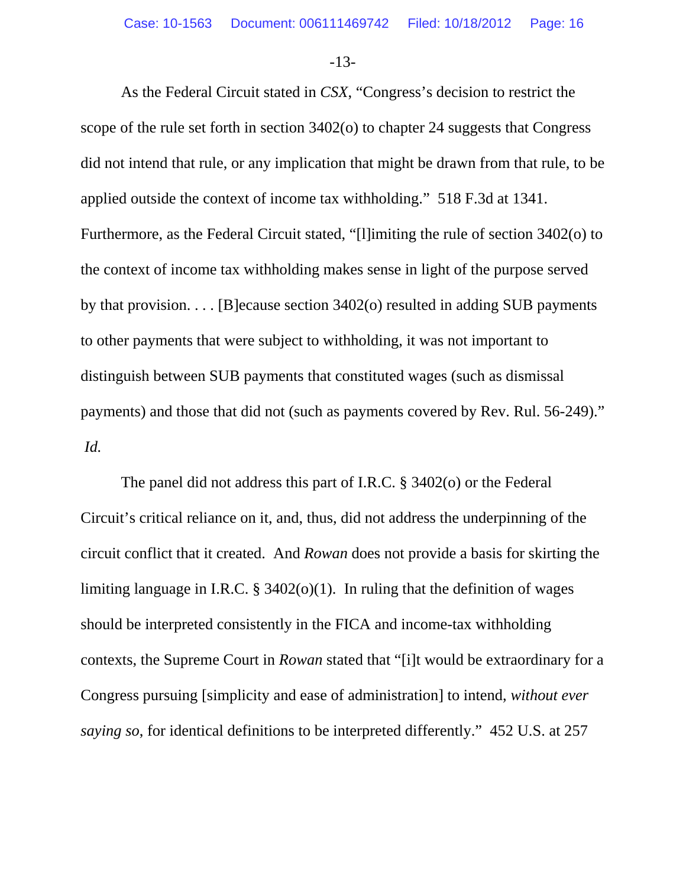As the Federal Circuit stated in *CSX*, "Congress's decision to restrict the scope of the rule set forth in section 3402(o) to chapter 24 suggests that Congress did not intend that rule, or any implication that might be drawn from that rule, to be applied outside the context of income tax withholding." 518 F.3d at 1341. Furthermore, as the Federal Circuit stated, "[l]imiting the rule of section 3402(o) to the context of income tax withholding makes sense in light of the purpose served by that provision. . . . [B]ecause section 3402(o) resulted in adding SUB payments to other payments that were subject to withholding, it was not important to distinguish between SUB payments that constituted wages (such as dismissal payments) and those that did not (such as payments covered by Rev. Rul. 56-249)." *Id.*

The panel did not address this part of I.R.C. § 3402(o) or the Federal Circuit's critical reliance on it, and, thus, did not address the underpinning of the circuit conflict that it created. And *Rowan* does not provide a basis for skirting the limiting language in I.R.C. § 3402(o)(1). In ruling that the definition of wages should be interpreted consistently in the FICA and income-tax withholding contexts, the Supreme Court in *Rowan* stated that "[i]t would be extraordinary for a Congress pursuing [simplicity and ease of administration] to intend, *without ever saying so*, for identical definitions to be interpreted differently." 452 U.S. at 257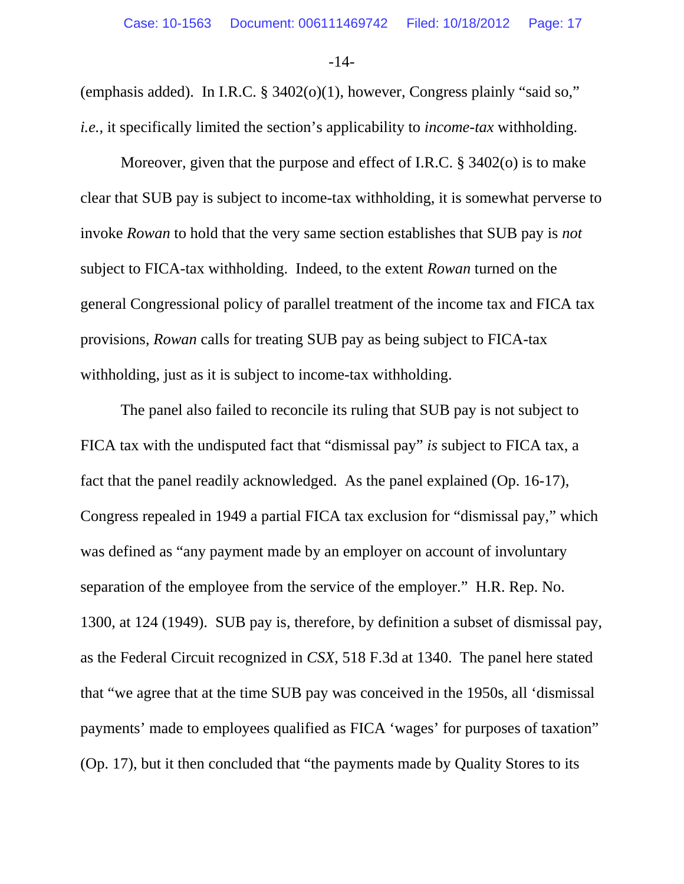(emphasis added). In I.R.C. § 3402(o)(1), however, Congress plainly "said so," *i.e.*, it specifically limited the section's applicability to *income-tax* withholding.

Moreover, given that the purpose and effect of I.R.C. § 3402(o) is to make clear that SUB pay is subject to income-tax withholding, it is somewhat perverse to invoke *Rowan* to hold that the very same section establishes that SUB pay is *not* subject to FICA-tax withholding. Indeed, to the extent *Rowan* turned on the general Congressional policy of parallel treatment of the income tax and FICA tax provisions, *Rowan* calls for treating SUB pay as being subject to FICA-tax withholding, just as it is subject to income-tax withholding.

The panel also failed to reconcile its ruling that SUB pay is not subject to FICA tax with the undisputed fact that "dismissal pay" *is* subject to FICA tax, a fact that the panel readily acknowledged. As the panel explained (Op. 16-17), Congress repealed in 1949 a partial FICA tax exclusion for "dismissal pay," which was defined as "any payment made by an employer on account of involuntary separation of the employee from the service of the employer." H.R. Rep. No. 1300, at 124 (1949). SUB pay is, therefore, by definition a subset of dismissal pay, as the Federal Circuit recognized in *CSX*, 518 F.3d at 1340. The panel here stated that "we agree that at the time SUB pay was conceived in the 1950s, all 'dismissal payments' made to employees qualified as FICA 'wages' for purposes of taxation" (Op. 17), but it then concluded that "the payments made by Quality Stores to its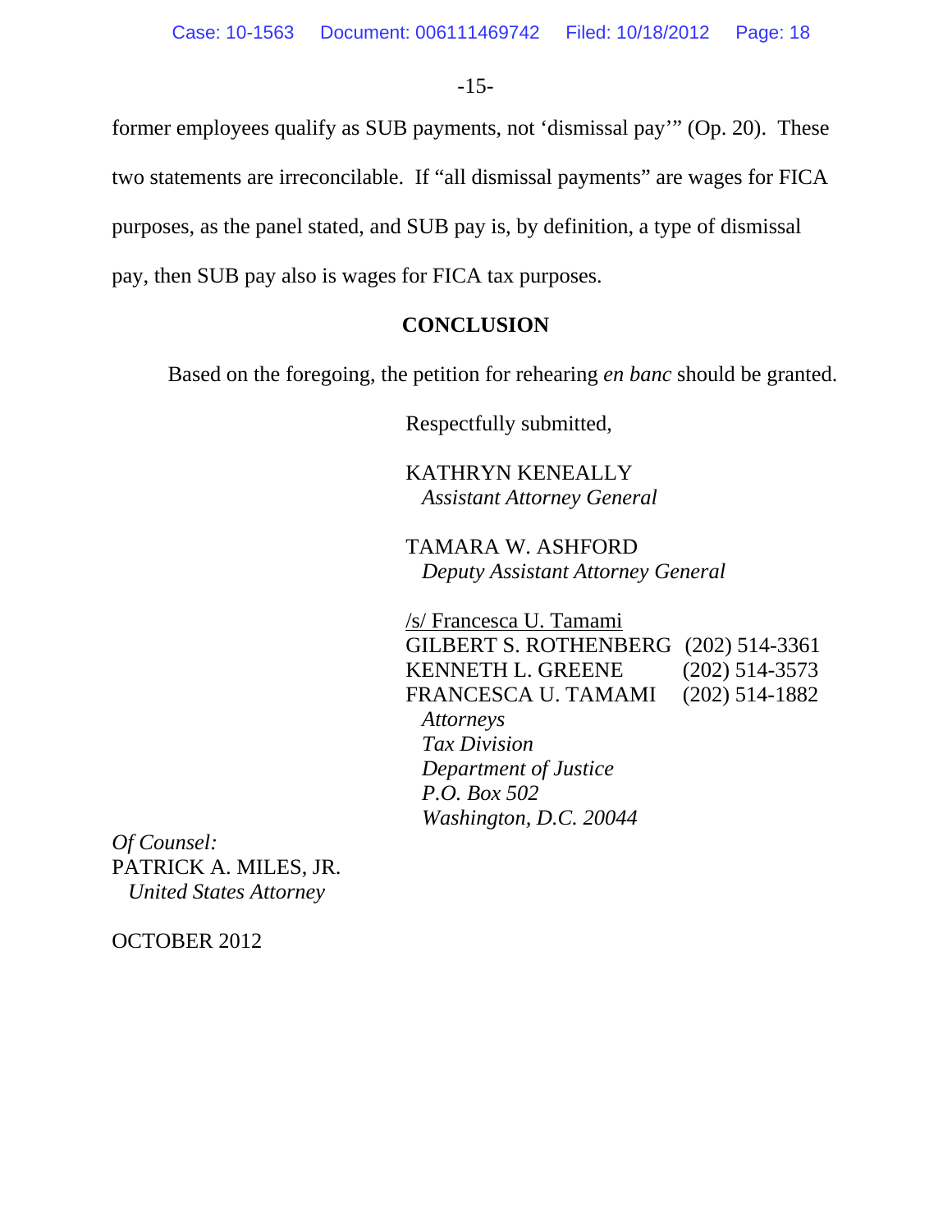former employees qualify as SUB payments, not 'dismissal pay'" (Op. 20). These two statements are irreconcilable. If "all dismissal payments" are wages for FICA purposes, as the panel stated, and SUB pay is, by definition, a type of dismissal pay, then SUB pay also is wages for FICA tax purposes.

## CONCLUSION

Based on the foregoing, the petition for rehearing *en banc* should be granted.

Respectfully submitted,

KATHRYN KENEALLY
*Assistant Attorney General*

TAMARA W. ASHFORD
*Deputy Assistant Attorney General*

/s/ Francesca U. Tamami
GILBERT S. ROTHENBERG (202) 514-3361
KENNETH L. GREENE (202) 514-3573
FRANCESCA U. TAMAMI (202) 514-1882
*Attorneys*
*Tax Division*
*Department of Justice*
*P.O. Box 502*
*Washington, D.C. 20044*

*Of Counsel:*
PATRICK A. MILES, JR.
*United States Attorney*

OCTOBER 2012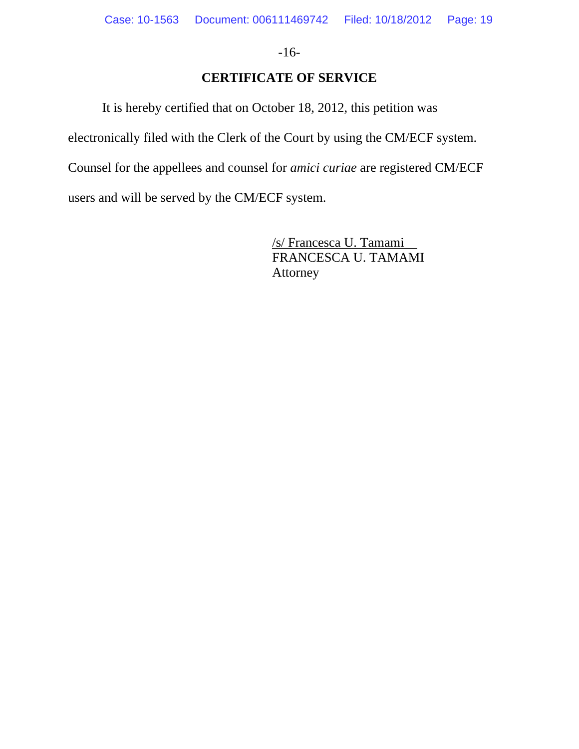## CERTIFICATE OF SERVICE

It is hereby certified that on October 18, 2012, this petition was electronically filed with the Clerk of the Court by using the CM/ECF system. Counsel for the appellees and counsel for *amici curiae* are registered CM/ECF users and will be served by the CM/ECF system.

/s/ Francesca U. Tamami
FRANCESCA U. TAMAMI
Attorney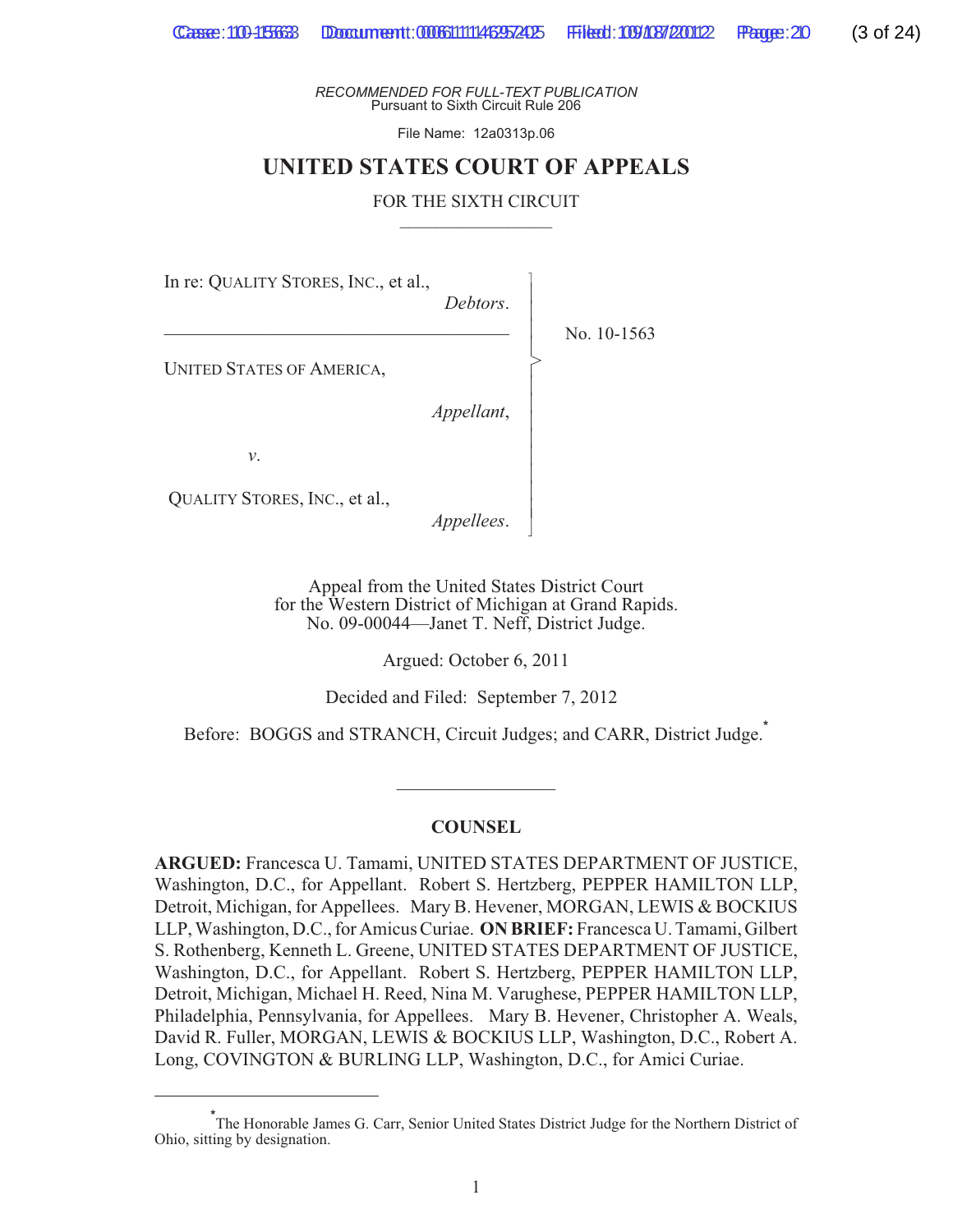*RECOMMENDED FOR FULL-TEXT PUBLICATION*
Pursuant to Sixth Circuit Rule 206

File Name: 12a0313p.06

# UNITED STATES COURT OF APPEALS

## FOR THE SIXTH CIRCUIT

In re: QUALITY STORES, INC., et al.,
*Debtors.*

UNITED STATES OF AMERICA,
*Appellant*,

*v*.

QUALITY STORES, INC., et al.,
*Appellees.*

No. 10-1563

Appeal from the United States District Court
for the Western District of Michigan at Grand Rapids.
No. 09-00044—Janet T. Neff, District Judge.

Argued: October 6, 2011

Decided and Filed: September 7, 2012

Before: BOGGS and STRANCH, Circuit Judges; and CARR, District Judge.*

### COUNSEL

**ARGUED:** Francesca U. Tamami, UNITED STATES DEPARTMENT OF JUSTICE, Washington, D.C., for Appellant. Robert S. Hertzberg, PEPPER HAMILTON LLP, Detroit, Michigan, for Appellees. Mary B. Hevener, MORGAN, LEWIS & BOCKIUS LLP, Washington, D.C., for Amicus Curiae. **ON BRIEF:** Francesca U. Tamami, Gilbert S. Rothenberg, Kenneth L. Greene, UNITED STATES DEPARTMENT OF JUSTICE, Washington, D.C., for Appellant. Robert S. Hertzberg, PEPPER HAMILTON LLP, Detroit, Michigan, Michael H. Reed, Nina M. Varughese, PEPPER HAMILTON LLP, Philadelphia, Pennsylvania, for Appellees. Mary B. Hevener, Christopher A. Weals, David R. Fuller, MORGAN, LEWIS & BOCKIUS LLP, Washington, D.C., Robert A. Long, COVINGTON & BURLING LLP, Washington, D.C., for Amici Curiae.

---

*The Honorable James G. Carr, Senior United States District Judge for the Northern District of Ohio, sitting by designation.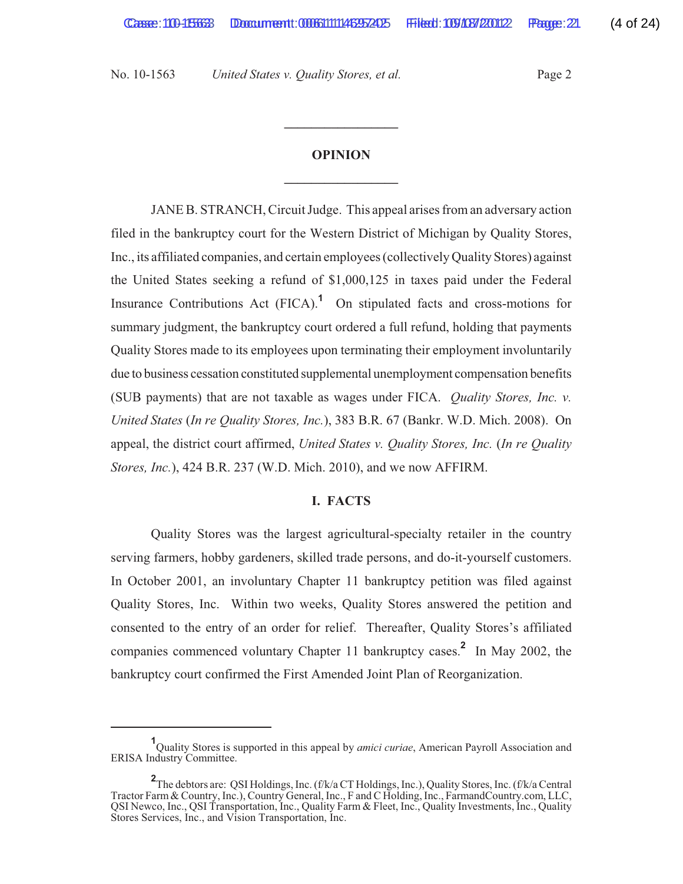No. 10-1563 *United States v. Quality Stores, et al.*

## OPINION

JANE B. STRANCH, Circuit Judge. This appeal arises from an adversary action filed in the bankruptcy court for the Western District of Michigan by Quality Stores, Inc., its affiliated companies, and certain employees (collectively Quality Stores) against the United States seeking a refund of $1,000,125 in taxes paid under the Federal Insurance Contributions Act (FICA).[1] On stipulated facts and cross-motions for summary judgment, the bankruptcy court ordered a full refund, holding that payments Quality Stores made to its employees upon terminating their employment involuntarily due to business cessation constituted supplemental unemployment compensation benefits (SUB payments) that are not taxable as wages under FICA. *Quality Stores, Inc. v. United States* (*In re Quality Stores, Inc.*), 383 B.R. 67 (Bankr. W.D. Mich. 2008). On appeal, the district court affirmed, *United States v. Quality Stores, Inc.* (*In re Quality Stores, Inc.*), 424 B.R. 237 (W.D. Mich. 2010), and we now AFFIRM.

### I. FACTS

Quality Stores was the largest agricultural-specialty retailer in the country serving farmers, hobby gardeners, skilled trade persons, and do-it-yourself customers. In October 2001, an involuntary Chapter 11 bankruptcy petition was filed against Quality Stores, Inc. Within two weeks, Quality Stores answered the petition and consented to the entry of an order for relief. Thereafter, Quality Stores's affiliated companies commenced voluntary Chapter 11 bankruptcy cases.[2] In May 2002, the bankruptcy court confirmed the First Amended Joint Plan of Reorganization.

---

[1] Quality Stores is supported in this appeal by *amici curiae*, American Payroll Association and ERISA Industry Committee.

[2] The debtors are: QSI Holdings, Inc. (f/k/a CT Holdings, Inc.), Quality Stores, Inc. (f/k/a Central Tractor Farm & Country, Inc.), Country General, Inc., F and C Holding, Inc., FarmandCountry.com, LLC, QSI Newco, Inc., QSI Transportation, Inc., Quality Farm & Fleet, Inc., Quality Investments, Inc., Quality Stores Services, Inc., and Vision Transportation, Inc.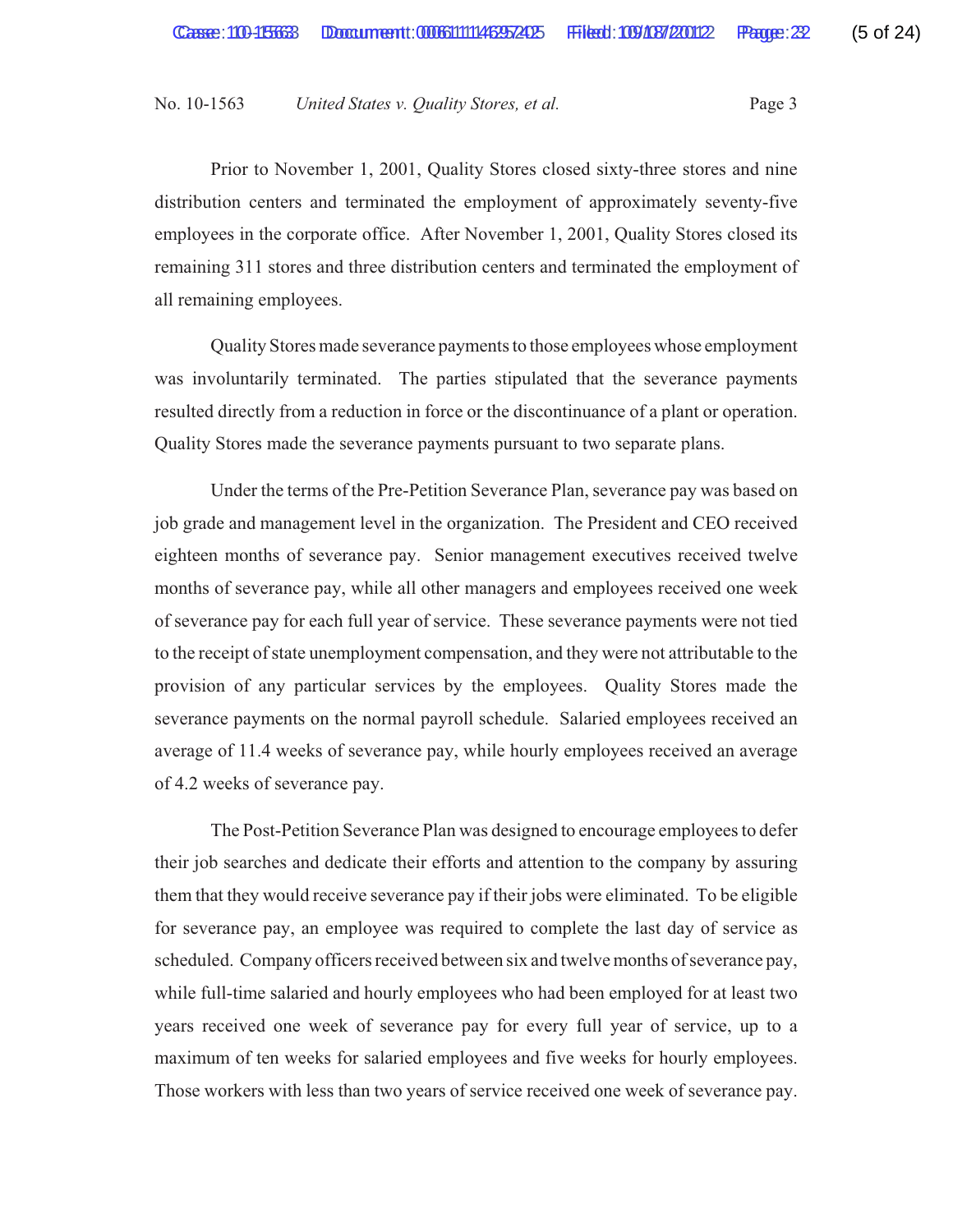Prior to November 1, 2001, Quality Stores closed sixty-three stores and nine distribution centers and terminated the employment of approximately seventy-five employees in the corporate office. After November 1, 2001, Quality Stores closed its remaining 311 stores and three distribution centers and terminated the employment of all remaining employees.

Quality Stores made severance payments to those employees whose employment was involuntarily terminated. The parties stipulated that the severance payments resulted directly from a reduction in force or the discontinuance of a plant or operation. Quality Stores made the severance payments pursuant to two separate plans.

Under the terms of the Pre-Petition Severance Plan, severance pay was based on job grade and management level in the organization. The President and CEO received eighteen months of severance pay. Senior management executives received twelve months of severance pay, while all other managers and employees received one week of severance pay for each full year of service. These severance payments were not tied to the receipt of state unemployment compensation, and they were not attributable to the provision of any particular services by the employees. Quality Stores made the severance payments on the normal payroll schedule. Salaried employees received an average of 11.4 weeks of severance pay, while hourly employees received an average of 4.2 weeks of severance pay.

The Post-Petition Severance Plan was designed to encourage employees to defer their job searches and dedicate their efforts and attention to the company by assuring them that they would receive severance pay if their jobs were eliminated. To be eligible for severance pay, an employee was required to complete the last day of service as scheduled. Company officers received between six and twelve months of severance pay, while full-time salaried and hourly employees who had been employed for at least two years received one week of severance pay for every full year of service, up to a maximum of ten weeks for salaried employees and five weeks for hourly employees. Those workers with less than two years of service received one week of severance pay.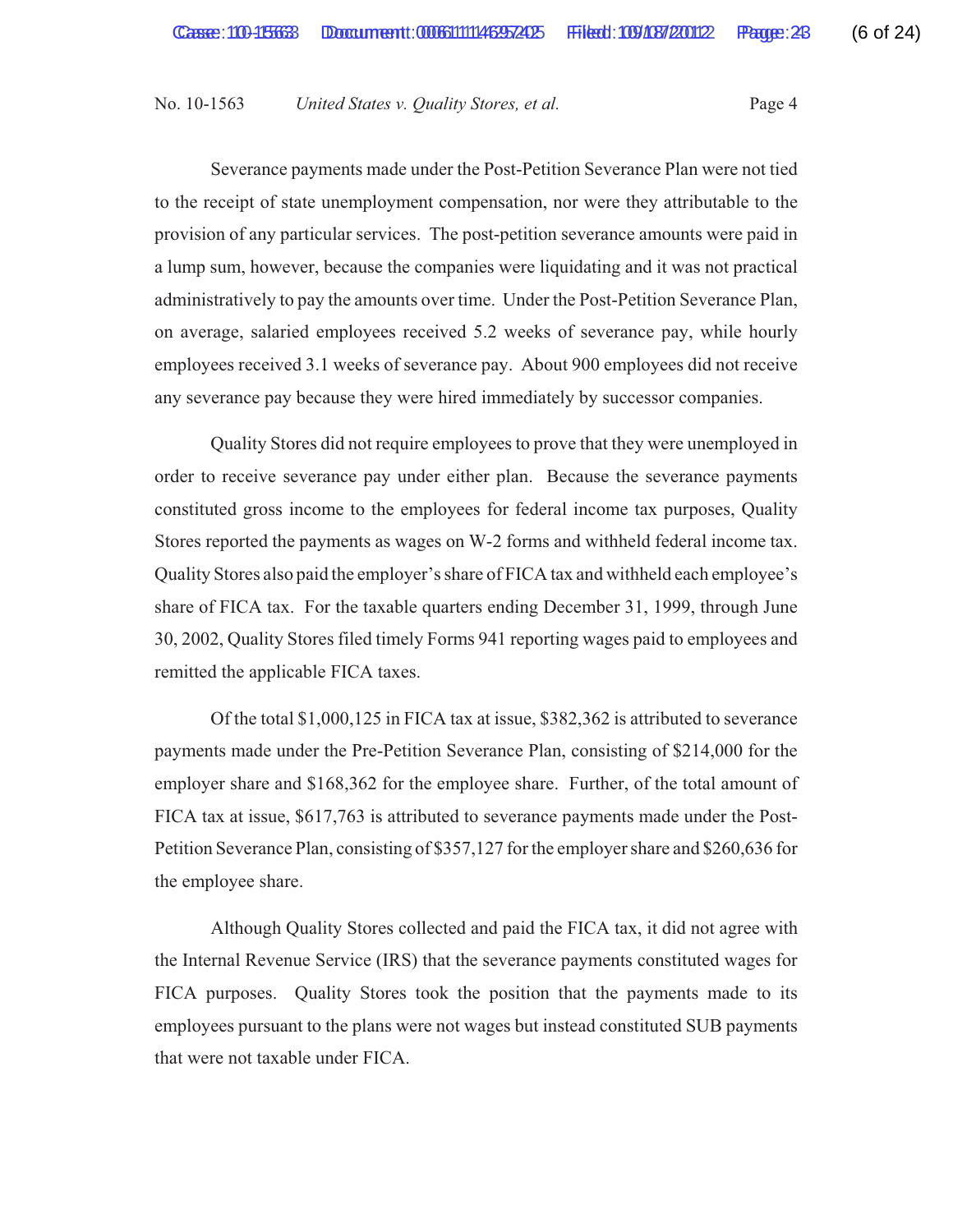Severance payments made under the Post-Petition Severance Plan were not tied to the receipt of state unemployment compensation, nor were they attributable to the provision of any particular services. The post-petition severance amounts were paid in a lump sum, however, because the companies were liquidating and it was not practical administratively to pay the amounts over time. Under the Post-Petition Severance Plan, on average, salaried employees received 5.2 weeks of severance pay, while hourly employees received 3.1 weeks of severance pay. About 900 employees did not receive any severance pay because they were hired immediately by successor companies.

Quality Stores did not require employees to prove that they were unemployed in order to receive severance pay under either plan. Because the severance payments constituted gross income to the employees for federal income tax purposes, Quality Stores reported the payments as wages on W-2 forms and withheld federal income tax. Quality Stores also paid the employer's share of FICA tax and withheld each employee's share of FICA tax. For the taxable quarters ending December 31, 1999, through June 30, 2002, Quality Stores filed timely Forms 941 reporting wages paid to employees and remitted the applicable FICA taxes.

Of the total $1,000,125 in FICA tax at issue, $382,362 is attributed to severance payments made under the Pre-Petition Severance Plan, consisting of $214,000 for the employer share and $168,362 for the employee share. Further, of the total amount of FICA tax at issue, $617,763 is attributed to severance payments made under the Post-Petition Severance Plan, consisting of $357,127 for the employer share and $260,636 for the employee share.

Although Quality Stores collected and paid the FICA tax, it did not agree with the Internal Revenue Service (IRS) that the severance payments constituted wages for FICA purposes. Quality Stores took the position that the payments made to its employees pursuant to the plans were not wages but instead constituted SUB payments that were not taxable under FICA.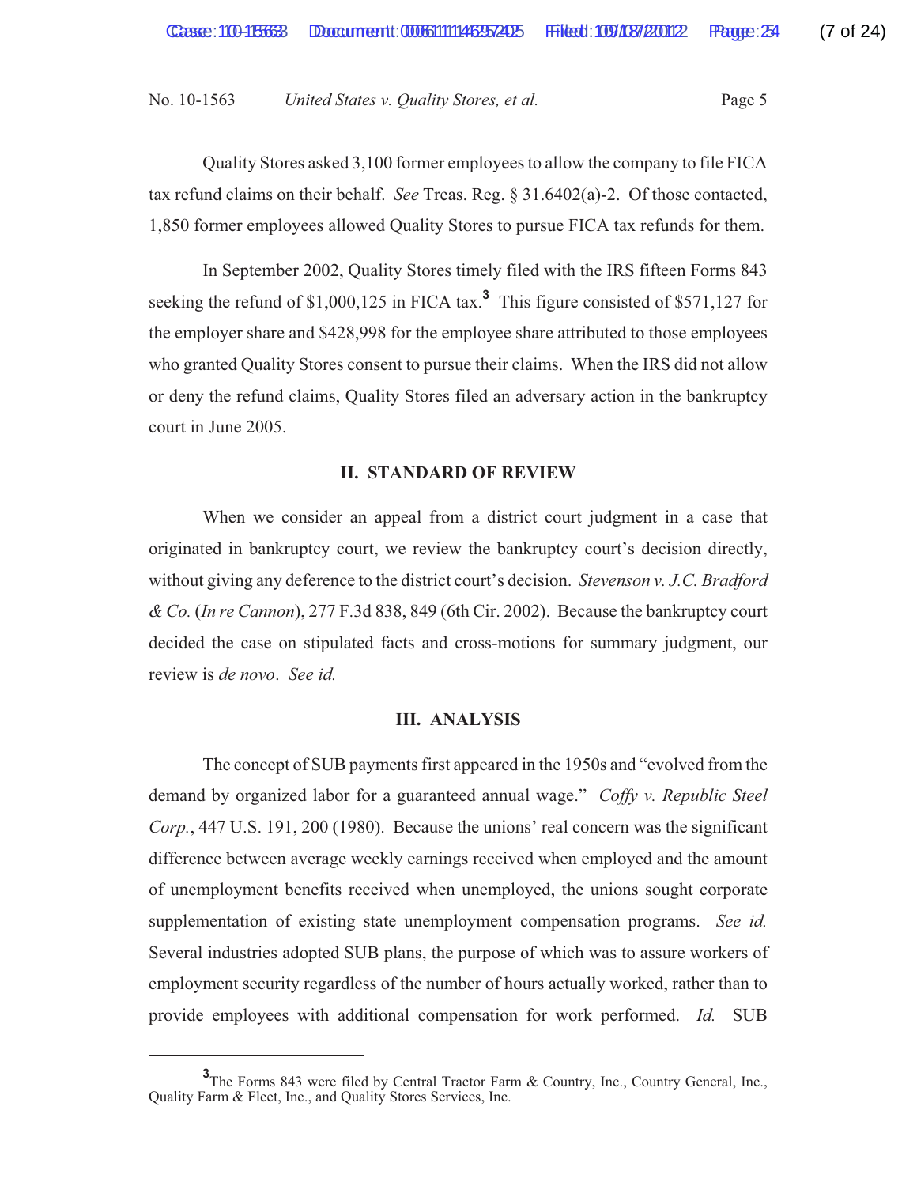Quality Stores asked 3,100 former employees to allow the company to file FICA tax refund claims on their behalf. *See* Treas. Reg. § 31.6402(a)-2. Of those contacted, 1,850 former employees allowed Quality Stores to pursue FICA tax refunds for them.

In September 2002, Quality Stores timely filed with the IRS fifteen Forms 843 seeking the refund of $1,000,125 in FICA tax.[3] This figure consisted of $571,127 for the employer share and $428,998 for the employee share attributed to those employees who granted Quality Stores consent to pursue their claims. When the IRS did not allow or deny the refund claims, Quality Stores filed an adversary action in the bankruptcy court in June 2005.

## II. STANDARD OF REVIEW

When we consider an appeal from a district court judgment in a case that originated in bankruptcy court, we review the bankruptcy court's decision directly, without giving any deference to the district court's decision. *Stevenson v. J.C. Bradford & Co.* (*In re Cannon*), 277 F.3d 838, 849 (6th Cir. 2002). Because the bankruptcy court decided the case on stipulated facts and cross-motions for summary judgment, our review is *de novo*. *See id.*

## III. ANALYSIS

The concept of SUB payments first appeared in the 1950s and "evolved from the demand by organized labor for a guaranteed annual wage." *Coffy v. Republic Steel Corp.*, 447 U.S. 191, 200 (1980). Because the unions' real concern was the significant difference between average weekly earnings received when employed and the amount of unemployment benefits received when unemployed, the unions sought corporate supplementation of existing state unemployment compensation programs. *See id.* Several industries adopted SUB plans, the purpose of which was to assure workers of employment security regardless of the number of hours actually worked, rather than to provide employees with additional compensation for work performed. *Id.* SUB

---

[3] The Forms 843 were filed by Central Tractor Farm & Country, Inc., Country General, Inc., Quality Farm & Fleet, Inc., and Quality Stores Services, Inc.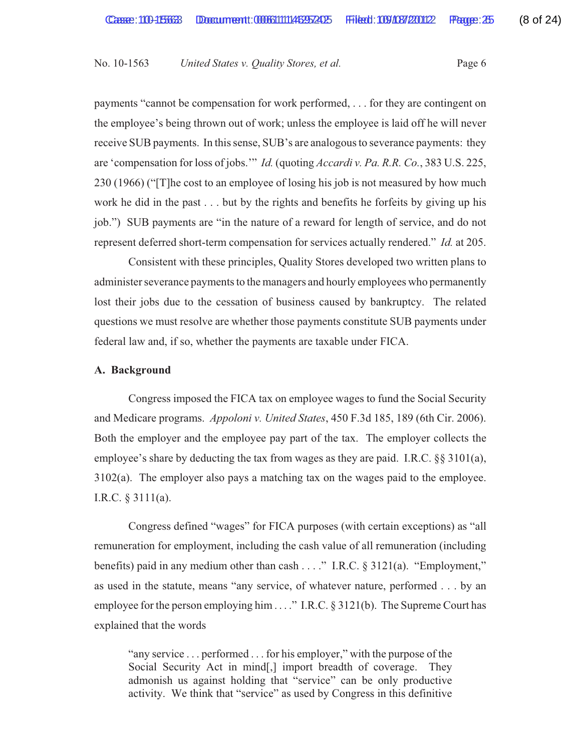payments "cannot be compensation for work performed, . . . for they are contingent on the employee's being thrown out of work; unless the employee is laid off he will never receive SUB payments. In this sense, SUB's are analogous to severance payments: they are 'compensation for loss of jobs.'" *Id.* (quoting *Accardi v. Pa. R.R. Co.*, 383 U.S. 225, 230 (1966) ("[T]he cost to an employee of losing his job is not measured by how much work he did in the past . . . but by the rights and benefits he forfeits by giving up his job.") SUB payments are "in the nature of a reward for length of service, and do not represent deferred short-term compensation for services actually rendered." *Id.* at 205.

Consistent with these principles, Quality Stores developed two written plans to administer severance payments to the managers and hourly employees who permanently lost their jobs due to the cessation of business caused by bankruptcy. The related questions we must resolve are whether those payments constitute SUB payments under federal law and, if so, whether the payments are taxable under FICA.

**A. Background**

Congress imposed the FICA tax on employee wages to fund the Social Security and Medicare programs. *Appoloni v. United States*, 450 F.3d 185, 189 (6th Cir. 2006). Both the employer and the employee pay part of the tax. The employer collects the employee's share by deducting the tax from wages as they are paid. I.R.C. §§ 3101(a), 3102(a). The employer also pays a matching tax on the wages paid to the employee. I.R.C. § 3111(a).

Congress defined "wages" for FICA purposes (with certain exceptions) as "all remuneration for employment, including the cash value of all remuneration (including benefits) paid in any medium other than cash . . . ." I.R.C. § 3121(a). "Employment," as used in the statute, means "any service, of whatever nature, performed . . . by an employee for the person employing him . . . ." I.R.C. § 3121(b). The Supreme Court has explained that the words

> "any service . . . performed . . . for his employer," with the purpose of the Social Security Act in mind[,] import breadth of coverage. They admonish us against holding that "service" can be only productive activity. We think that "service" as used by Congress in this definitive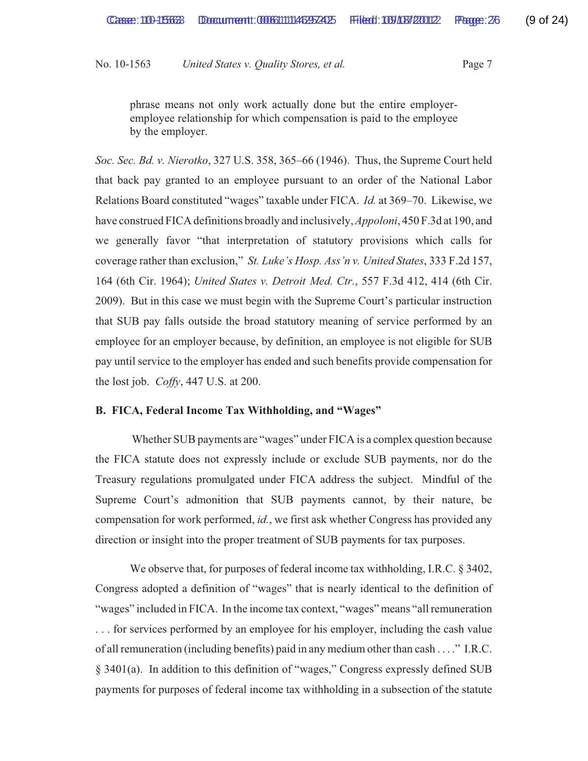phrase means not only work actually done but the entire employer-employee relationship for which compensation is paid to the employee by the employer.

*Soc. Sec. Bd. v. Nierotko*, 327 U.S. 358, 365–66 (1946). Thus, the Supreme Court held that back pay granted to an employee pursuant to an order of the National Labor Relations Board constituted "wages" taxable under FICA. *Id.* at 369–70. Likewise, we have construed FICA definitions broadly and inclusively, *Appoloni*, 450 F.3d at 190, and we generally favor "that interpretation of statutory provisions which calls for coverage rather than exclusion," *St. Luke's Hosp. Ass'n v. United States*, 333 F.2d 157, 164 (6th Cir. 1964); *United States v. Detroit Med. Ctr.*, 557 F.3d 412, 414 (6th Cir. 2009). But in this case we must begin with the Supreme Court's particular instruction that SUB pay falls outside the broad statutory meaning of service performed by an employee for an employer because, by definition, an employee is not eligible for SUB pay until service to the employer has ended and such benefits provide compensation for the lost job. *Coffy*, 447 U.S. at 200.

**B. FICA, Federal Income Tax Withholding, and "Wages"**

Whether SUB payments are "wages" under FICA is a complex question because the FICA statute does not expressly include or exclude SUB payments, nor do the Treasury regulations promulgated under FICA address the subject. Mindful of the Supreme Court's admonition that SUB payments cannot, by their nature, be compensation for work performed, *id.*, we first ask whether Congress has provided any direction or insight into the proper treatment of SUB payments for tax purposes.

We observe that, for purposes of federal income tax withholding, I.R.C. § 3402, Congress adopted a definition of "wages" that is nearly identical to the definition of "wages" included in FICA. In the income tax context, "wages" means "all remuneration . . . for services performed by an employee for his employer, including the cash value of all remuneration (including benefits) paid in any medium other than cash . . . ." I.R.C. § 3401(a). In addition to this definition of "wages," Congress expressly defined SUB payments for purposes of federal income tax withholding in a subsection of the statute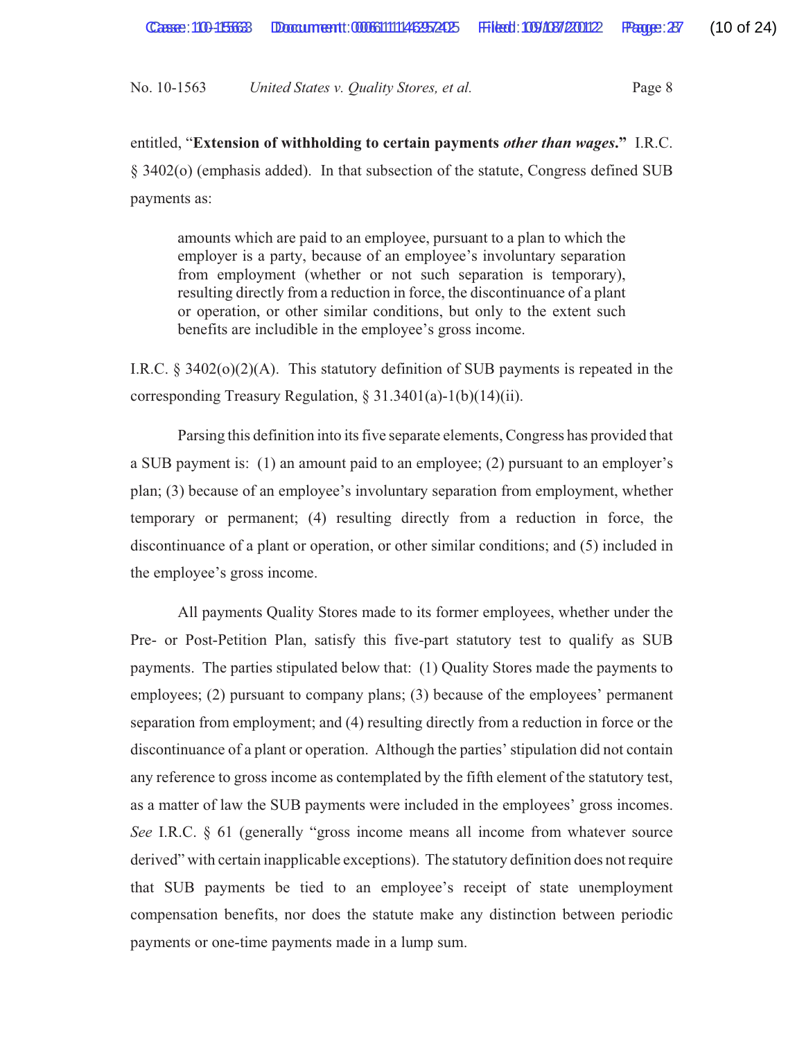entitled, "**Extension of withholding to certain payments *other than wages*.**" I.R.C. § 3402(o) (emphasis added). In that subsection of the statute, Congress defined SUB payments as:

> amounts which are paid to an employee, pursuant to a plan to which the employer is a party, because of an employee's involuntary separation from employment (whether or not such separation is temporary), resulting directly from a reduction in force, the discontinuance of a plant or operation, or other similar conditions, but only to the extent such benefits are includible in the employee's gross income.

I.R.C. § 3402(o)(2)(A). This statutory definition of SUB payments is repeated in the corresponding Treasury Regulation, § 31.3401(a)-1(b)(14)(ii).

Parsing this definition into its five separate elements, Congress has provided that a SUB payment is: (1) an amount paid to an employee; (2) pursuant to an employer's plan; (3) because of an employee's involuntary separation from employment, whether temporary or permanent; (4) resulting directly from a reduction in force, the discontinuance of a plant or operation, or other similar conditions; and (5) included in the employee's gross income.

All payments Quality Stores made to its former employees, whether under the Pre- or Post-Petition Plan, satisfy this five-part statutory test to qualify as SUB payments. The parties stipulated below that: (1) Quality Stores made the payments to employees; (2) pursuant to company plans; (3) because of the employees' permanent separation from employment; and (4) resulting directly from a reduction in force or the discontinuance of a plant or operation. Although the parties' stipulation did not contain any reference to gross income as contemplated by the fifth element of the statutory test, as a matter of law the SUB payments were included in the employees' gross incomes. *See* I.R.C. § 61 (generally "gross income means all income from whatever source derived" with certain inapplicable exceptions). The statutory definition does not require that SUB payments be tied to an employee's receipt of state unemployment compensation benefits, nor does the statute make any distinction between periodic payments or one-time payments made in a lump sum.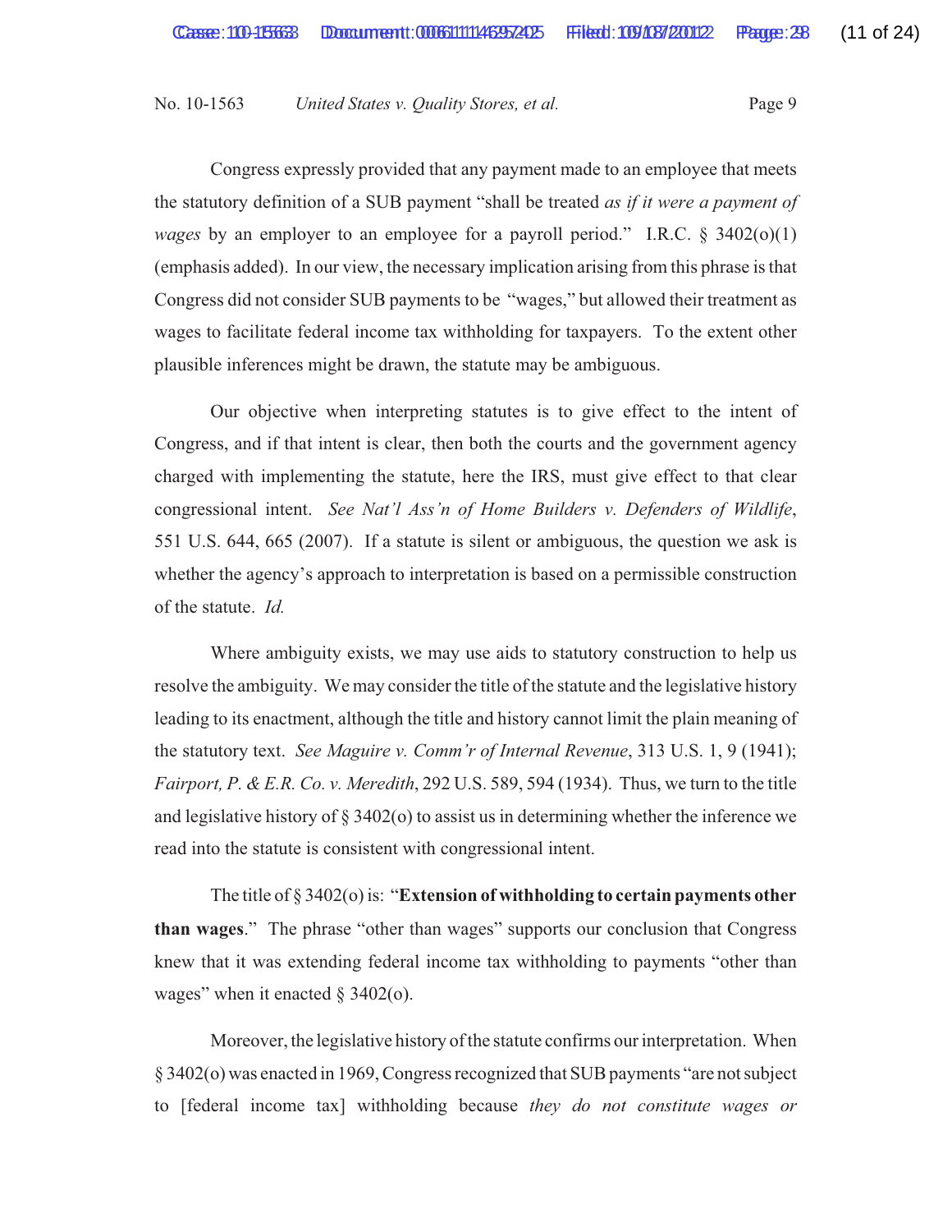Congress expressly provided that any payment made to an employee that meets the statutory definition of a SUB payment "shall be treated *as if it were a payment of wages* by an employer to an employee for a payroll period." I.R.C. § 3402(o)(1) (emphasis added). In our view, the necessary implication arising from this phrase is that Congress did not consider SUB payments to be "wages," but allowed their treatment as wages to facilitate federal income tax withholding for taxpayers. To the extent other plausible inferences might be drawn, the statute may be ambiguous.

Our objective when interpreting statutes is to give effect to the intent of Congress, and if that intent is clear, then both the courts and the government agency charged with implementing the statute, here the IRS, must give effect to that clear congressional intent. *See Nat'l Ass'n of Home Builders v. Defenders of Wildlife*, 551 U.S. 644, 665 (2007). If a statute is silent or ambiguous, the question we ask is whether the agency's approach to interpretation is based on a permissible construction of the statute. *Id.*

Where ambiguity exists, we may use aids to statutory construction to help us resolve the ambiguity. We may consider the title of the statute and the legislative history leading to its enactment, although the title and history cannot limit the plain meaning of the statutory text. *See Maguire v. Comm'r of Internal Revenue*, 313 U.S. 1, 9 (1941); *Fairport, P. & E.R. Co. v. Meredith*, 292 U.S. 589, 594 (1934). Thus, we turn to the title and legislative history of § 3402(o) to assist us in determining whether the inference we read into the statute is consistent with congressional intent.

The title of § 3402(o) is: "**Extension of withholding to certain payments other than wages**." The phrase "other than wages" supports our conclusion that Congress knew that it was extending federal income tax withholding to payments "other than wages" when it enacted § 3402(o).

Moreover, the legislative history of the statute confirms our interpretation. When § 3402(o) was enacted in 1969, Congress recognized that SUB payments "are not subject to [federal income tax] withholding because *they do not constitute wages or*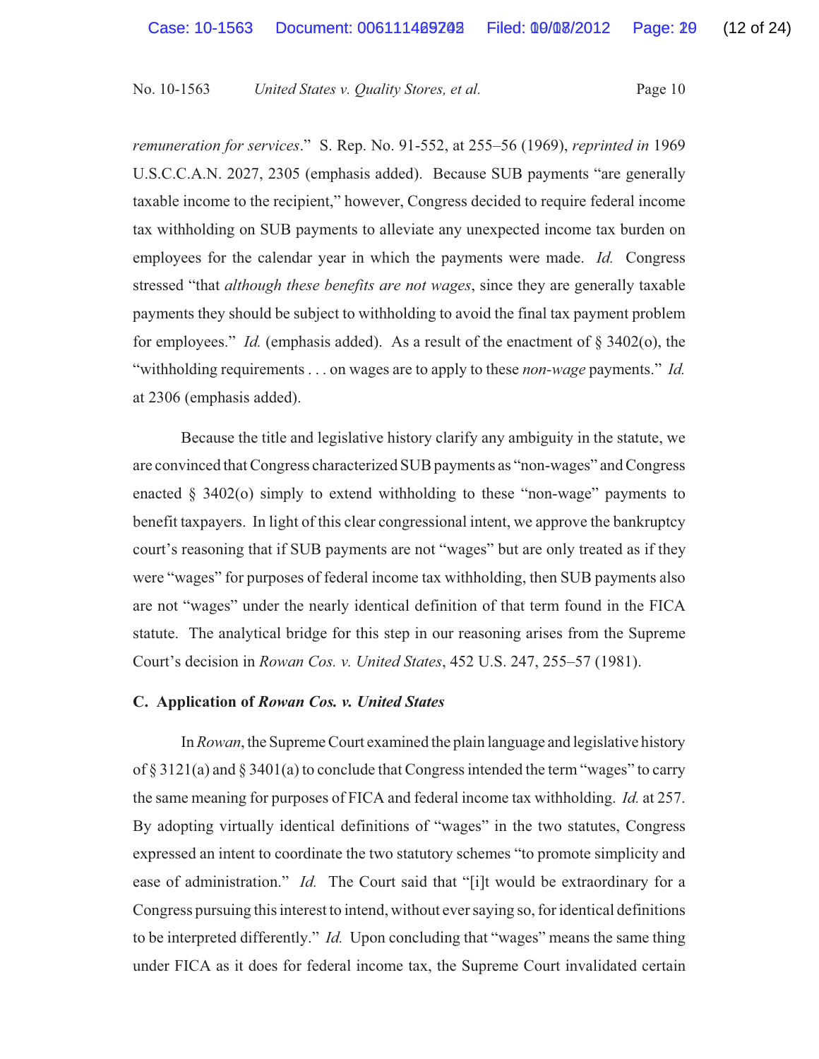*remuneration for services*." S. Rep. No. 91-552, at 255–56 (1969), *reprinted in* 1969 U.S.C.C.A.N. 2027, 2305 (emphasis added). Because SUB payments "are generally taxable income to the recipient," however, Congress decided to require federal income tax withholding on SUB payments to alleviate any unexpected income tax burden on employees for the calendar year in which the payments were made. *Id.* Congress stressed "that *although these benefits are not wages*, since they are generally taxable payments they should be subject to withholding to avoid the final tax payment problem for employees." *Id.* (emphasis added). As a result of the enactment of § 3402(o), the "withholding requirements . . . on wages are to apply to these *non-wage* payments." *Id.* at 2306 (emphasis added).

Because the title and legislative history clarify any ambiguity in the statute, we are convinced that Congress characterized SUB payments as "non-wages" and Congress enacted § 3402(o) simply to extend withholding to these "non-wage" payments to benefit taxpayers. In light of this clear congressional intent, we approve the bankruptcy court's reasoning that if SUB payments are not "wages" but are only treated as if they were "wages" for purposes of federal income tax withholding, then SUB payments also are not "wages" under the nearly identical definition of that term found in the FICA statute. The analytical bridge for this step in our reasoning arises from the Supreme Court's decision in *Rowan Cos. v. United States*, 452 U.S. 247, 255–57 (1981).

### C. Application of *Rowan Cos. v. United States*

In *Rowan*, the Supreme Court examined the plain language and legislative history of § 3121(a) and § 3401(a) to conclude that Congress intended the term "wages" to carry the same meaning for purposes of FICA and federal income tax withholding. *Id.* at 257. By adopting virtually identical definitions of "wages" in the two statutes, Congress expressed an intent to coordinate the two statutory schemes "to promote simplicity and ease of administration." *Id.* The Court said that "[i]t would be extraordinary for a Congress pursuing this interest to intend, without ever saying so, for identical definitions to be interpreted differently." *Id.* Upon concluding that "wages" means the same thing under FICA as it does for federal income tax, the Supreme Court invalidated certain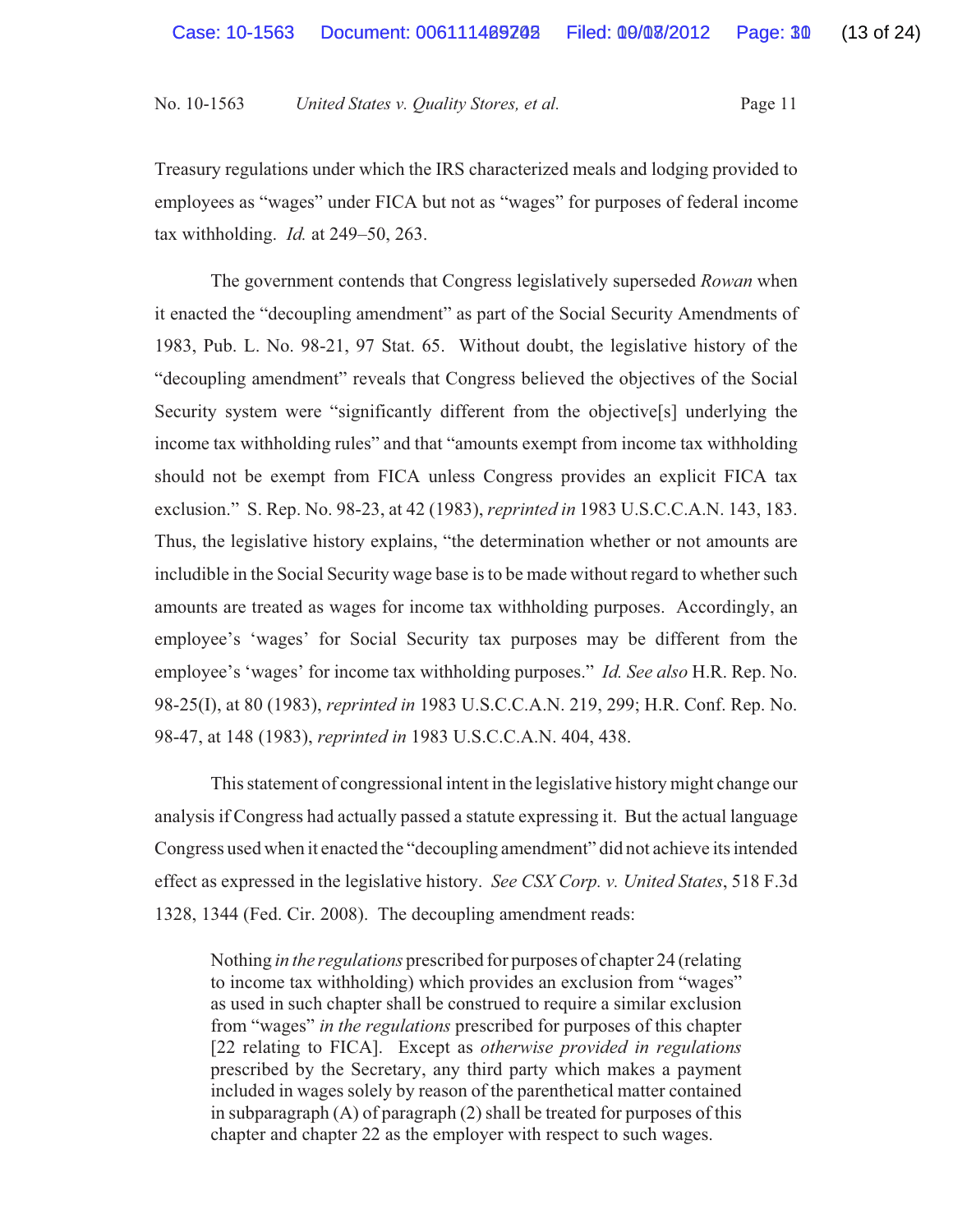Treasury regulations under which the IRS characterized meals and lodging provided to employees as "wages" under FICA but not as "wages" for purposes of federal income tax withholding. *Id.* at 249–50, 263.

The government contends that Congress legislatively superseded *Rowan* when it enacted the "decoupling amendment" as part of the Social Security Amendments of 1983, Pub. L. No. 98-21, 97 Stat. 65. Without doubt, the legislative history of the "decoupling amendment" reveals that Congress believed the objectives of the Social Security system were "significantly different from the objective[s] underlying the income tax withholding rules" and that "amounts exempt from income tax withholding should not be exempt from FICA unless Congress provides an explicit FICA tax exclusion." S. Rep. No. 98-23, at 42 (1983), *reprinted in* 1983 U.S.C.C.A.N. 143, 183. Thus, the legislative history explains, "the determination whether or not amounts are includible in the Social Security wage base is to be made without regard to whether such amounts are treated as wages for income tax withholding purposes. Accordingly, an employee's 'wages' for Social Security tax purposes may be different from the employee's 'wages' for income tax withholding purposes." *Id. See also* H.R. Rep. No. 98-25(I), at 80 (1983), *reprinted in* 1983 U.S.C.C.A.N. 219, 299; H.R. Conf. Rep. No. 98-47, at 148 (1983), *reprinted in* 1983 U.S.C.C.A.N. 404, 438.

This statement of congressional intent in the legislative history might change our analysis if Congress had actually passed a statute expressing it. But the actual language Congress used when it enacted the "decoupling amendment" did not achieve its intended effect as expressed in the legislative history. *See CSX Corp. v. United States*, 518 F.3d 1328, 1344 (Fed. Cir. 2008). The decoupling amendment reads:

> Nothing *in the regulations* prescribed for purposes of chapter 24 (relating to income tax withholding) which provides an exclusion from "wages" as used in such chapter shall be construed to require a similar exclusion from "wages" *in the regulations* prescribed for purposes of this chapter [22 relating to FICA]. Except as *otherwise provided in regulations* prescribed by the Secretary, any third party which makes a payment included in wages solely by reason of the parenthetical matter contained in subparagraph (A) of paragraph (2) shall be treated for purposes of this chapter and chapter 22 as the employer with respect to such wages.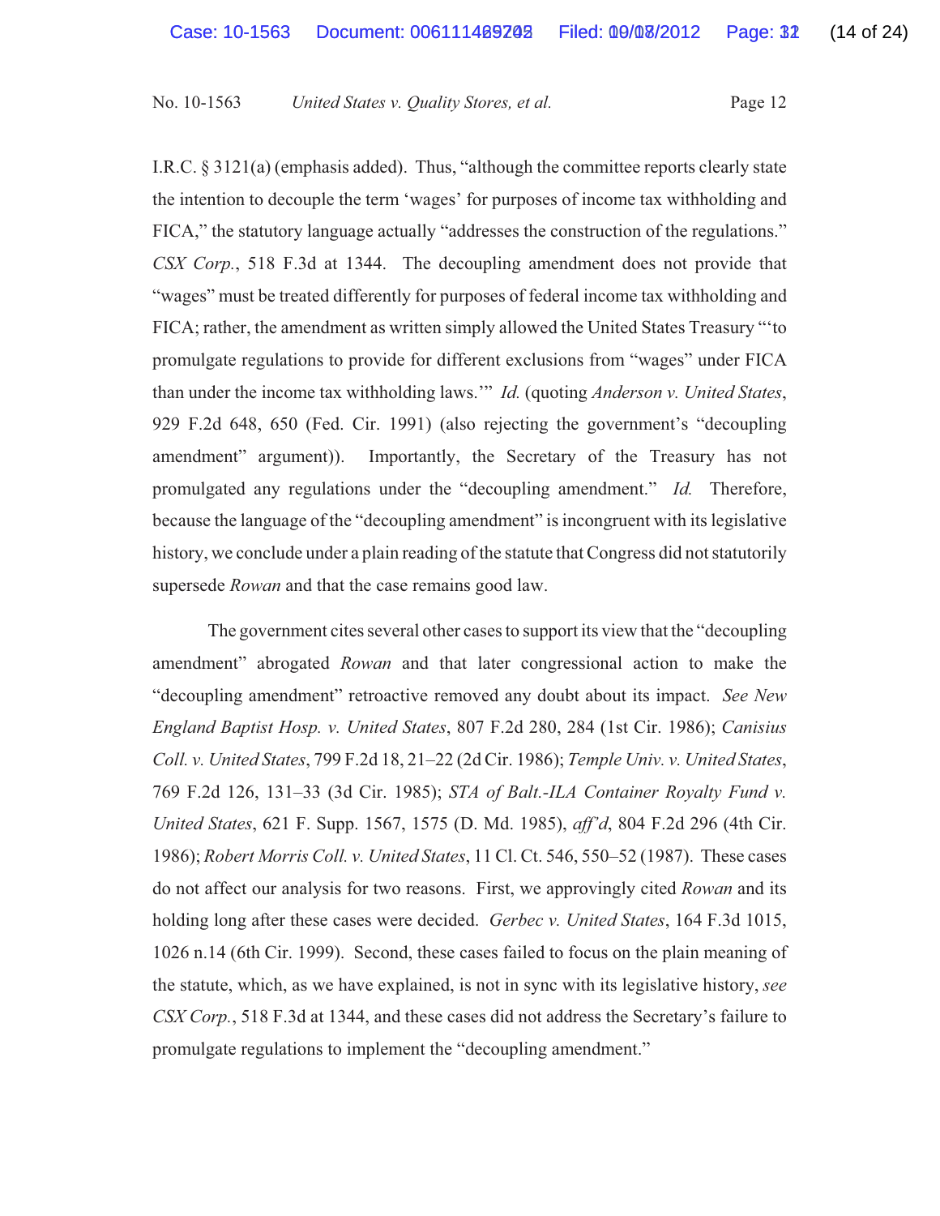I.R.C. § 3121(a) (emphasis added). Thus, "although the committee reports clearly state the intention to decouple the term 'wages' for purposes of income tax withholding and FICA," the statutory language actually "addresses the construction of the regulations." *CSX Corp.*, 518 F.3d at 1344. The decoupling amendment does not provide that "wages" must be treated differently for purposes of federal income tax withholding and FICA; rather, the amendment as written simply allowed the United States Treasury "'to promulgate regulations to provide for different exclusions from "wages" under FICA than under the income tax withholding laws.'" *Id.* (quoting *Anderson v. United States*, 929 F.2d 648, 650 (Fed. Cir. 1991) (also rejecting the government's "decoupling amendment" argument)). Importantly, the Secretary of the Treasury has not promulgated any regulations under the "decoupling amendment." *Id.* Therefore, because the language of the "decoupling amendment" is incongruent with its legislative history, we conclude under a plain reading of the statute that Congress did not statutorily supersede *Rowan* and that the case remains good law.

The government cites several other cases to support its view that the "decoupling amendment" abrogated *Rowan* and that later congressional action to make the "decoupling amendment" retroactive removed any doubt about its impact. *See New England Baptist Hosp. v. United States*, 807 F.2d 280, 284 (1st Cir. 1986); *Canisius Coll. v. United States*, 799 F.2d 18, 21–22 (2d Cir. 1986); *Temple Univ. v. United States*, 769 F.2d 126, 131–33 (3d Cir. 1985); *STA of Balt.-ILA Container Royalty Fund v. United States*, 621 F. Supp. 1567, 1575 (D. Md. 1985), *aff'd*, 804 F.2d 296 (4th Cir. 1986); *Robert Morris Coll. v. United States*, 11 Cl. Ct. 546, 550–52 (1987). These cases do not affect our analysis for two reasons. First, we approvingly cited *Rowan* and its holding long after these cases were decided. *Gerbec v. United States*, 164 F.3d 1015, 1026 n.14 (6th Cir. 1999). Second, these cases failed to focus on the plain meaning of the statute, which, as we have explained, is not in sync with its legislative history, *see CSX Corp.*, 518 F.3d at 1344, and these cases did not address the Secretary's failure to promulgate regulations to implement the "decoupling amendment."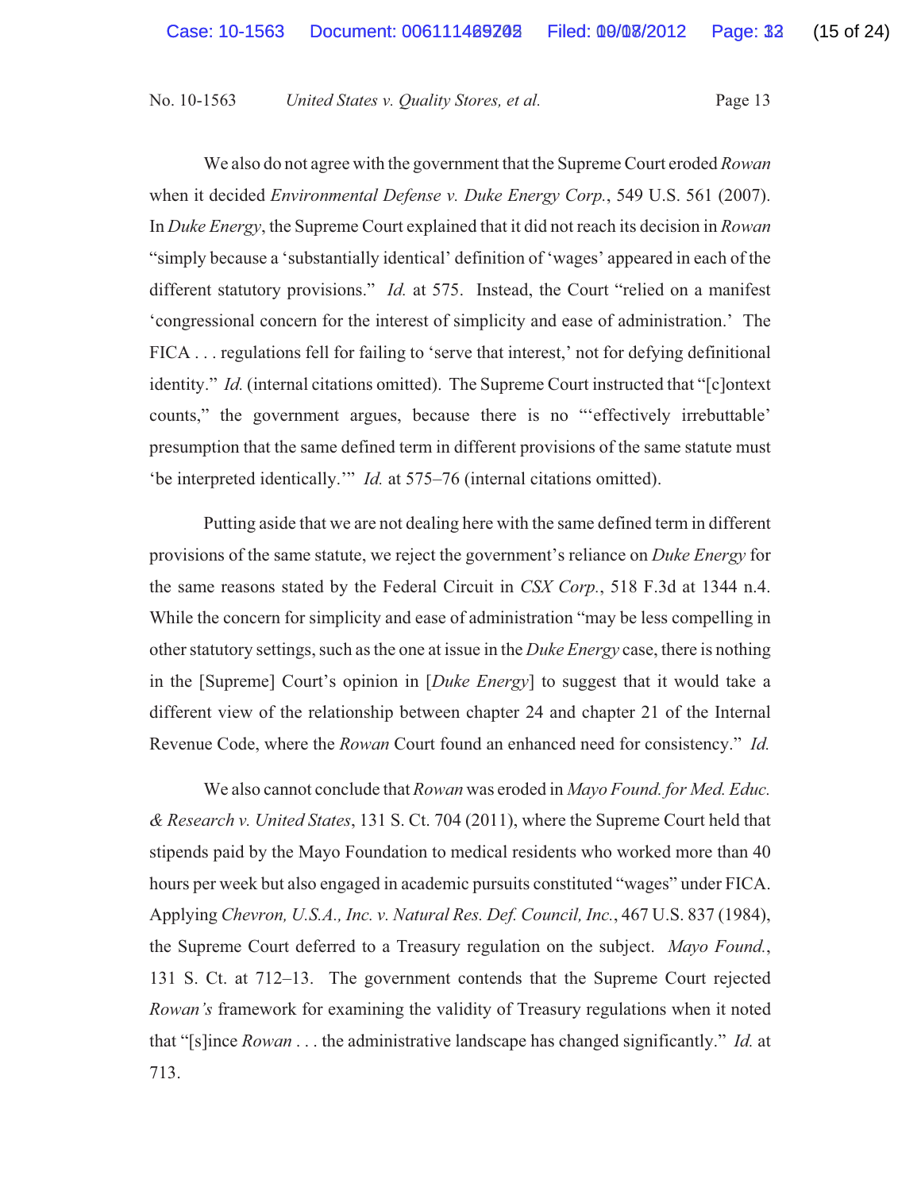We also do not agree with the government that the Supreme Court eroded *Rowan* when it decided *Environmental Defense v. Duke Energy Corp.*, 549 U.S. 561 (2007). In *Duke Energy*, the Supreme Court explained that it did not reach its decision in *Rowan* "simply because a 'substantially identical' definition of 'wages' appeared in each of the different statutory provisions." *Id.* at 575. Instead, the Court "relied on a manifest 'congressional concern for the interest of simplicity and ease of administration.' The FICA . . . regulations fell for failing to 'serve that interest,' not for defying definitional identity." *Id.* (internal citations omitted). The Supreme Court instructed that "[c]ontext counts," the government argues, because there is no "'effectively irrebuttable' presumption that the same defined term in different provisions of the same statute must 'be interpreted identically.'" *Id.* at 575–76 (internal citations omitted).

Putting aside that we are not dealing here with the same defined term in different provisions of the same statute, we reject the government's reliance on *Duke Energy* for the same reasons stated by the Federal Circuit in *CSX Corp.*, 518 F.3d at 1344 n.4. While the concern for simplicity and ease of administration "may be less compelling in other statutory settings, such as the one at issue in the *Duke Energy* case, there is nothing in the [Supreme] Court's opinion in [*Duke Energy*] to suggest that it would take a different view of the relationship between chapter 24 and chapter 21 of the Internal Revenue Code, where the *Rowan* Court found an enhanced need for consistency." *Id.*

We also cannot conclude that *Rowan* was eroded in *Mayo Found. for Med. Educ. & Research v. United States*, 131 S. Ct. 704 (2011), where the Supreme Court held that stipends paid by the Mayo Foundation to medical residents who worked more than 40 hours per week but also engaged in academic pursuits constituted "wages" under FICA. Applying *Chevron, U.S.A., Inc. v. Natural Res. Def. Council, Inc.*, 467 U.S. 837 (1984), the Supreme Court deferred to a Treasury regulation on the subject. *Mayo Found.*, 131 S. Ct. at 712–13. The government contends that the Supreme Court rejected *Rowan's* framework for examining the validity of Treasury regulations when it noted that "[s]ince *Rowan* . . . the administrative landscape has changed significantly." *Id.* at 713.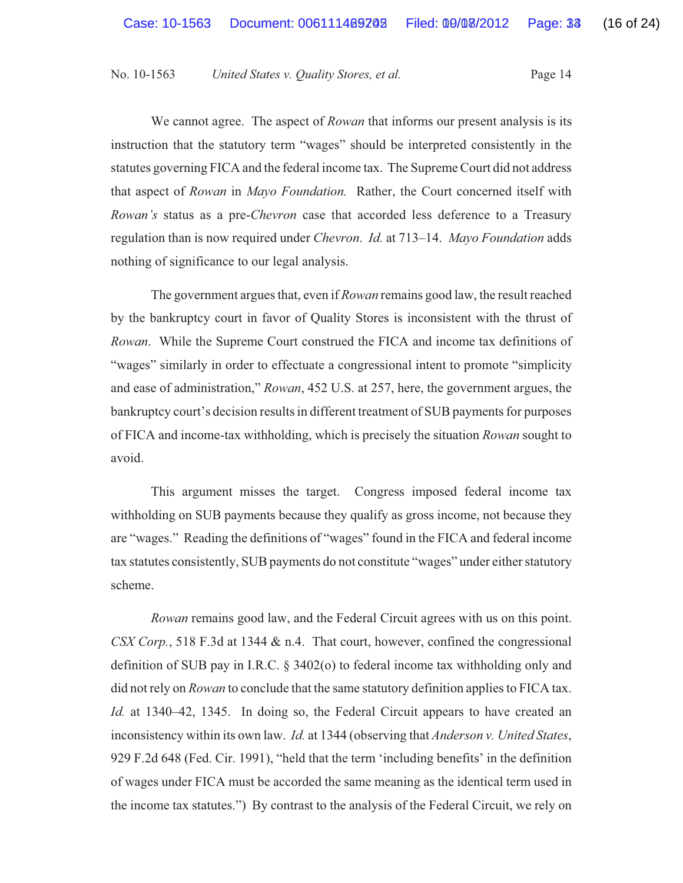We cannot agree. The aspect of *Rowan* that informs our present analysis is its instruction that the statutory term "wages" should be interpreted consistently in the statutes governing FICA and the federal income tax. The Supreme Court did not address that aspect of *Rowan* in *Mayo Foundation.* Rather, the Court concerned itself with *Rowan's* status as a pre-*Chevron* case that accorded less deference to a Treasury regulation than is now required under *Chevron*. *Id.* at 713–14. *Mayo Foundation* adds nothing of significance to our legal analysis.

The government argues that, even if *Rowan* remains good law, the result reached by the bankruptcy court in favor of Quality Stores is inconsistent with the thrust of *Rowan*. While the Supreme Court construed the FICA and income tax definitions of "wages" similarly in order to effectuate a congressional intent to promote "simplicity and ease of administration," *Rowan*, 452 U.S. at 257, here, the government argues, the bankruptcy court's decision results in different treatment of SUB payments for purposes of FICA and income-tax withholding, which is precisely the situation *Rowan* sought to avoid.

This argument misses the target. Congress imposed federal income tax withholding on SUB payments because they qualify as gross income, not because they are "wages." Reading the definitions of "wages" found in the FICA and federal income tax statutes consistently, SUB payments do not constitute "wages" under either statutory scheme.

*Rowan* remains good law, and the Federal Circuit agrees with us on this point. *CSX Corp.*, 518 F.3d at 1344 & n.4. That court, however, confined the congressional definition of SUB pay in I.R.C. § 3402(o) to federal income tax withholding only and did not rely on *Rowan* to conclude that the same statutory definition applies to FICA tax. *Id.* at 1340–42, 1345. In doing so, the Federal Circuit appears to have created an inconsistency within its own law. *Id.* at 1344 (observing that *Anderson v. United States*, 929 F.2d 648 (Fed. Cir. 1991), "held that the term 'including benefits' in the definition of wages under FICA must be accorded the same meaning as the identical term used in the income tax statutes.") By contrast to the analysis of the Federal Circuit, we rely on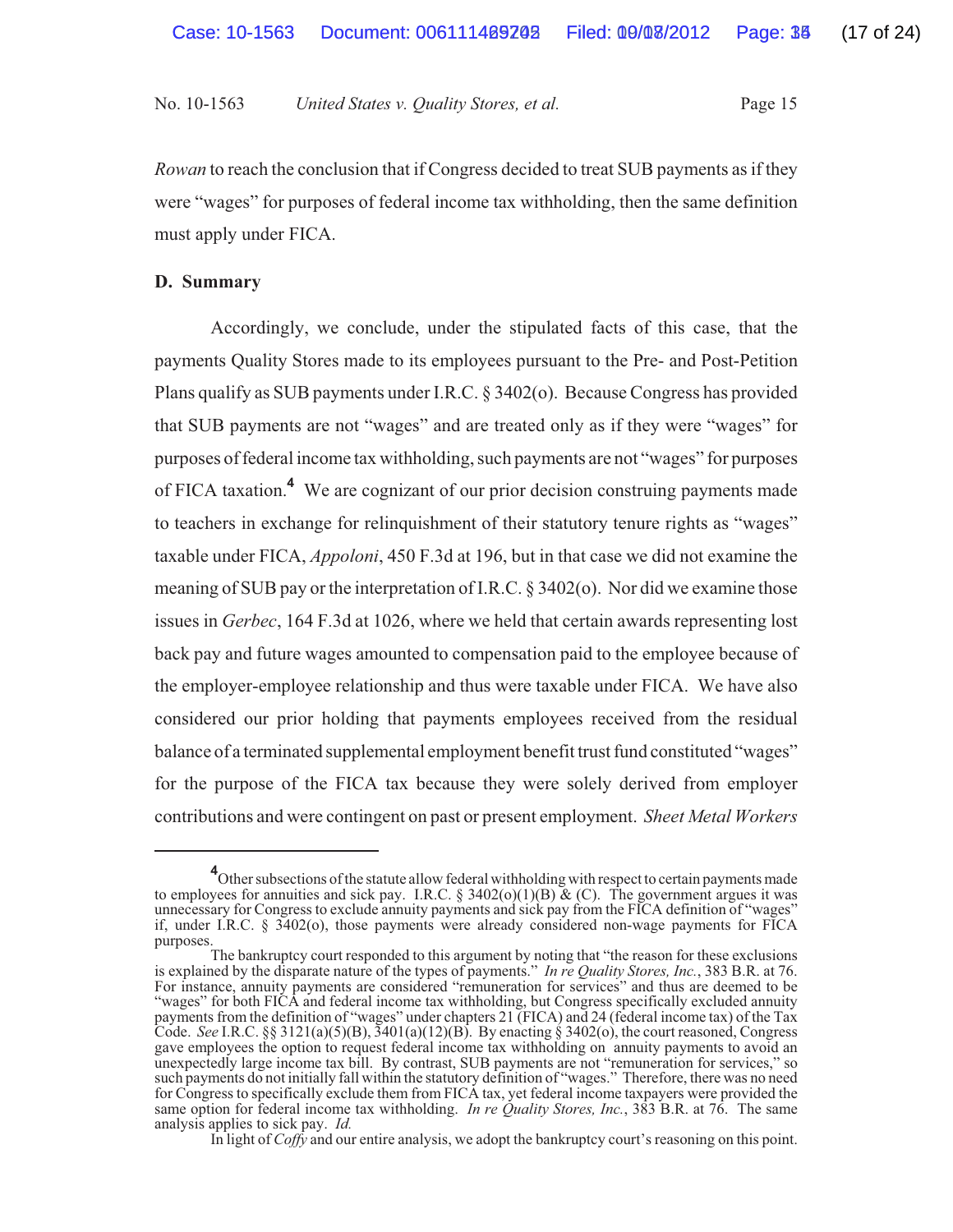*Rowan* to reach the conclusion that if Congress decided to treat SUB payments as if they were "wages" for purposes of federal income tax withholding, then the same definition must apply under FICA.

### D. Summary

Accordingly, we conclude, under the stipulated facts of this case, that the payments Quality Stores made to its employees pursuant to the Pre- and Post-Petition Plans qualify as SUB payments under I.R.C. § 3402(o). Because Congress has provided that SUB payments are not "wages" and are treated only as if they were "wages" for purposes of federal income tax withholding, such payments are not "wages" for purposes of FICA taxation.[4] We are cognizant of our prior decision construing payments made to teachers in exchange for relinquishment of their statutory tenure rights as "wages" taxable under FICA, *Appoloni*, 450 F.3d at 196, but in that case we did not examine the meaning of SUB pay or the interpretation of I.R.C. § 3402(o). Nor did we examine those issues in *Gerbec*, 164 F.3d at 1026, where we held that certain awards representing lost back pay and future wages amounted to compensation paid to the employee because of the employer-employee relationship and thus were taxable under FICA. We have also considered our prior holding that payments employees received from the residual balance of a terminated supplemental employment benefit trust fund constituted "wages" for the purpose of the FICA tax because they were solely derived from employer contributions and were contingent on past or present employment. *Sheet Metal Workers*

---

[4] Other subsections of the statute allow federal withholding with respect to certain payments made to employees for annuities and sick pay. I.R.C. § 3402(o)(1)(B) & (C). The government argues it was unnecessary for Congress to exclude annuity payments and sick pay from the FICA definition of "wages" if, under I.R.C. § 3402(o), those payments were already considered non-wage payments for FICA purposes.

The bankruptcy court responded to this argument by noting that "the reason for these exclusions is explained by the disparate nature of the types of payments." *In re Quality Stores, Inc.*, 383 B.R. at 76. For instance, annuity payments are considered "remuneration for services" and thus are deemed to be "wages" for both FICA and federal income tax withholding, but Congress specifically excluded annuity payments from the definition of "wages" under chapters 21 (FICA) and 24 (federal income tax) of the Tax Code. *See* I.R.C. §§ 3121(a)(5)(B), 3401(a)(12)(B). By enacting § 3402(o), the court reasoned, Congress gave employees the option to request federal income tax withholding on annuity payments to avoid an unexpectedly large income tax bill. By contrast, SUB payments are not "remuneration for services," so such payments do not initially fall within the statutory definition of "wages." Therefore, there was no need for Congress to specifically exclude them from FICA tax, yet federal income taxpayers were provided the same option for federal income tax withholding. *In re Quality Stores, Inc.*, 383 B.R. at 76. The same analysis applies to sick pay. *Id.*

In light of *Coffy* and our entire analysis, we adopt the bankruptcy court's reasoning on this point.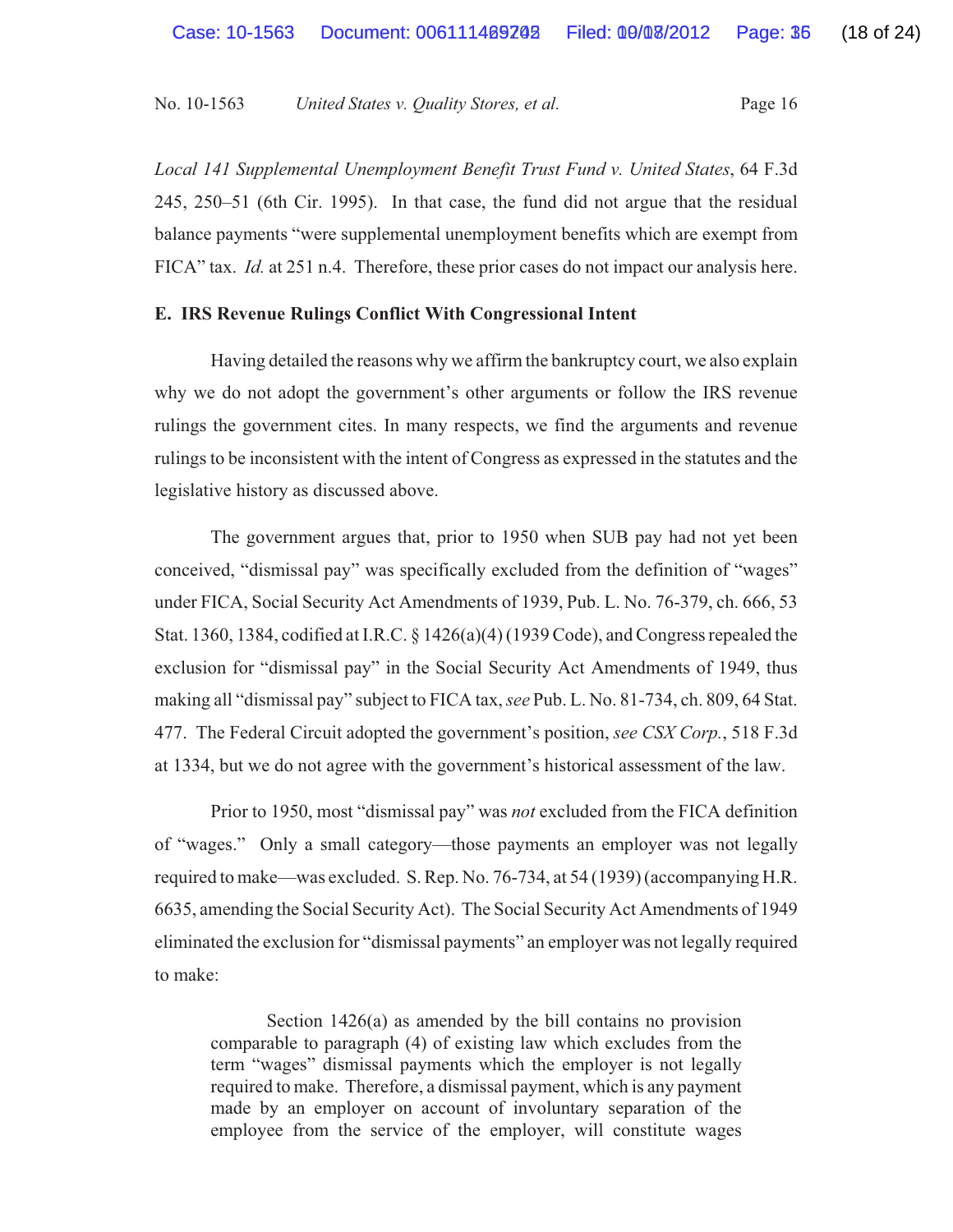*Local 141 Supplemental Unemployment Benefit Trust Fund v. United States*, 64 F.3d 245, 250–51 (6th Cir. 1995). In that case, the fund did not argue that the residual balance payments "were supplemental unemployment benefits which are exempt from FICA" tax. *Id.* at 251 n.4. Therefore, these prior cases do not impact our analysis here.

**E. IRS Revenue Rulings Conflict With Congressional Intent**

Having detailed the reasons why we affirm the bankruptcy court, we also explain why we do not adopt the government's other arguments or follow the IRS revenue rulings the government cites. In many respects, we find the arguments and revenue rulings to be inconsistent with the intent of Congress as expressed in the statutes and the legislative history as discussed above.

The government argues that, prior to 1950 when SUB pay had not yet been conceived, "dismissal pay" was specifically excluded from the definition of "wages" under FICA, Social Security Act Amendments of 1939, Pub. L. No. 76-379, ch. 666, 53 Stat. 1360, 1384, codified at I.R.C. § 1426(a)(4) (1939 Code), and Congress repealed the exclusion for "dismissal pay" in the Social Security Act Amendments of 1949, thus making all "dismissal pay" subject to FICA tax, *see* Pub. L. No. 81-734, ch. 809, 64 Stat. 477. The Federal Circuit adopted the government's position, *see CSX Corp.*, 518 F.3d at 1334, but we do not agree with the government's historical assessment of the law.

Prior to 1950, most "dismissal pay" was *not* excluded from the FICA definition of "wages." Only a small category—those payments an employer was not legally required to make—was excluded. S. Rep. No. 76-734, at 54 (1939) (accompanying H.R. 6635, amending the Social Security Act). The Social Security Act Amendments of 1949 eliminated the exclusion for "dismissal payments" an employer was not legally required to make:

> Section 1426(a) as amended by the bill contains no provision comparable to paragraph (4) of existing law which excludes from the term "wages" dismissal payments which the employer is not legally required to make. Therefore, a dismissal payment, which is any payment made by an employer on account of involuntary separation of the employee from the service of the employer, will constitute wages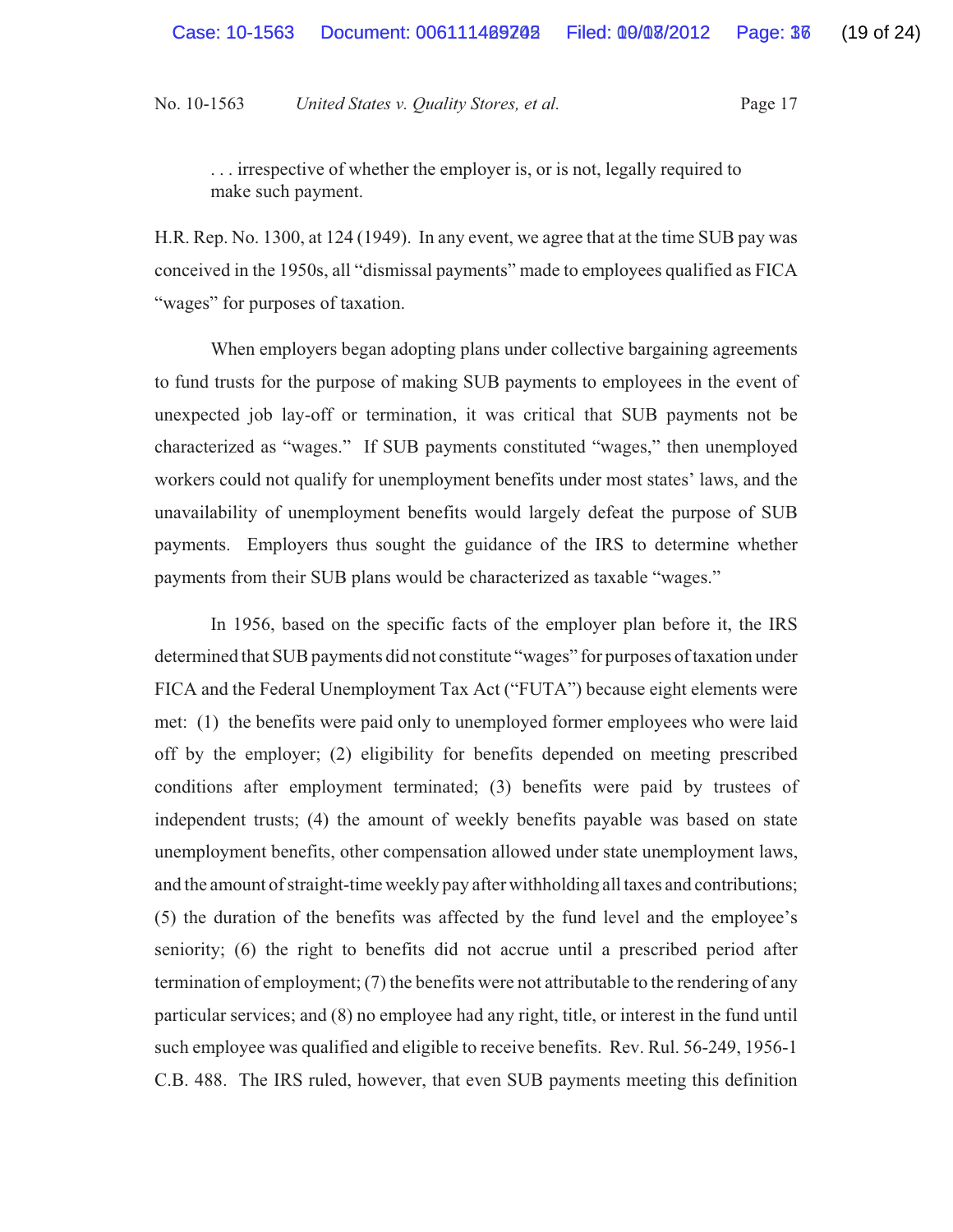> . . . irrespective of whether the employer is, or is not, legally required to make such payment.

H.R. Rep. No. 1300, at 124 (1949). In any event, we agree that at the time SUB pay was conceived in the 1950s, all "dismissal payments" made to employees qualified as FICA "wages" for purposes of taxation.

When employers began adopting plans under collective bargaining agreements to fund trusts for the purpose of making SUB payments to employees in the event of unexpected job lay-off or termination, it was critical that SUB payments not be characterized as "wages." If SUB payments constituted "wages," then unemployed workers could not qualify for unemployment benefits under most states' laws, and the unavailability of unemployment benefits would largely defeat the purpose of SUB payments. Employers thus sought the guidance of the IRS to determine whether payments from their SUB plans would be characterized as taxable "wages."

In 1956, based on the specific facts of the employer plan before it, the IRS determined that SUB payments did not constitute "wages" for purposes of taxation under FICA and the Federal Unemployment Tax Act ("FUTA") because eight elements were met: (1) the benefits were paid only to unemployed former employees who were laid off by the employer; (2) eligibility for benefits depended on meeting prescribed conditions after employment terminated; (3) benefits were paid by trustees of independent trusts; (4) the amount of weekly benefits payable was based on state unemployment benefits, other compensation allowed under state unemployment laws, and the amount of straight-time weekly pay after withholding all taxes and contributions; (5) the duration of the benefits was affected by the fund level and the employee's seniority; (6) the right to benefits did not accrue until a prescribed period after termination of employment; (7) the benefits were not attributable to the rendering of any particular services; and (8) no employee had any right, title, or interest in the fund until such employee was qualified and eligible to receive benefits. Rev. Rul. 56-249, 1956-1 C.B. 488. The IRS ruled, however, that even SUB payments meeting this definition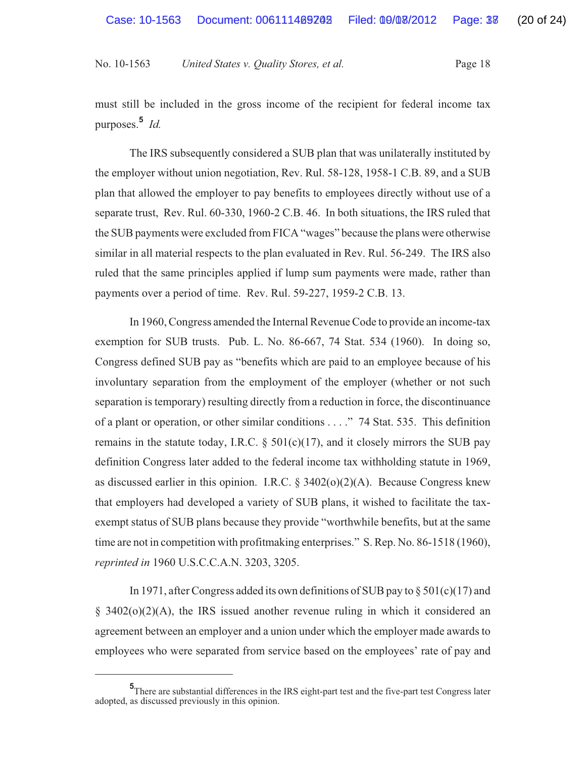must still be included in the gross income of the recipient for federal income tax purposes.[5] *Id.*

The IRS subsequently considered a SUB plan that was unilaterally instituted by the employer without union negotiation, Rev. Rul. 58-128, 1958-1 C.B. 89, and a SUB plan that allowed the employer to pay benefits to employees directly without use of a separate trust, Rev. Rul. 60-330, 1960-2 C.B. 46. In both situations, the IRS ruled that the SUB payments were excluded from FICA "wages" because the plans were otherwise similar in all material respects to the plan evaluated in Rev. Rul. 56-249. The IRS also ruled that the same principles applied if lump sum payments were made, rather than payments over a period of time. Rev. Rul. 59-227, 1959-2 C.B. 13.

In 1960, Congress amended the Internal Revenue Code to provide an income-tax exemption for SUB trusts. Pub. L. No. 86-667, 74 Stat. 534 (1960). In doing so, Congress defined SUB pay as "benefits which are paid to an employee because of his involuntary separation from the employment of the employer (whether or not such separation is temporary) resulting directly from a reduction in force, the discontinuance of a plant or operation, or other similar conditions . . . ." 74 Stat. 535. This definition remains in the statute today, I.R.C. § 501(c)(17), and it closely mirrors the SUB pay definition Congress later added to the federal income tax withholding statute in 1969, as discussed earlier in this opinion. I.R.C. § 3402(o)(2)(A). Because Congress knew that employers had developed a variety of SUB plans, it wished to facilitate the tax-exempt status of SUB plans because they provide "worthwhile benefits, but at the same time are not in competition with profitmaking enterprises." S. Rep. No. 86-1518 (1960), *reprinted in* 1960 U.S.C.C.A.N. 3203, 3205.

In 1971, after Congress added its own definitions of SUB pay to § 501(c)(17) and § 3402(o)(2)(A), the IRS issued another revenue ruling in which it considered an agreement between an employer and a union under which the employer made awards to employees who were separated from service based on the employees' rate of pay and

---

[5] There are substantial differences in the IRS eight-part test and the five-part test Congress later adopted, as discussed previously in this opinion.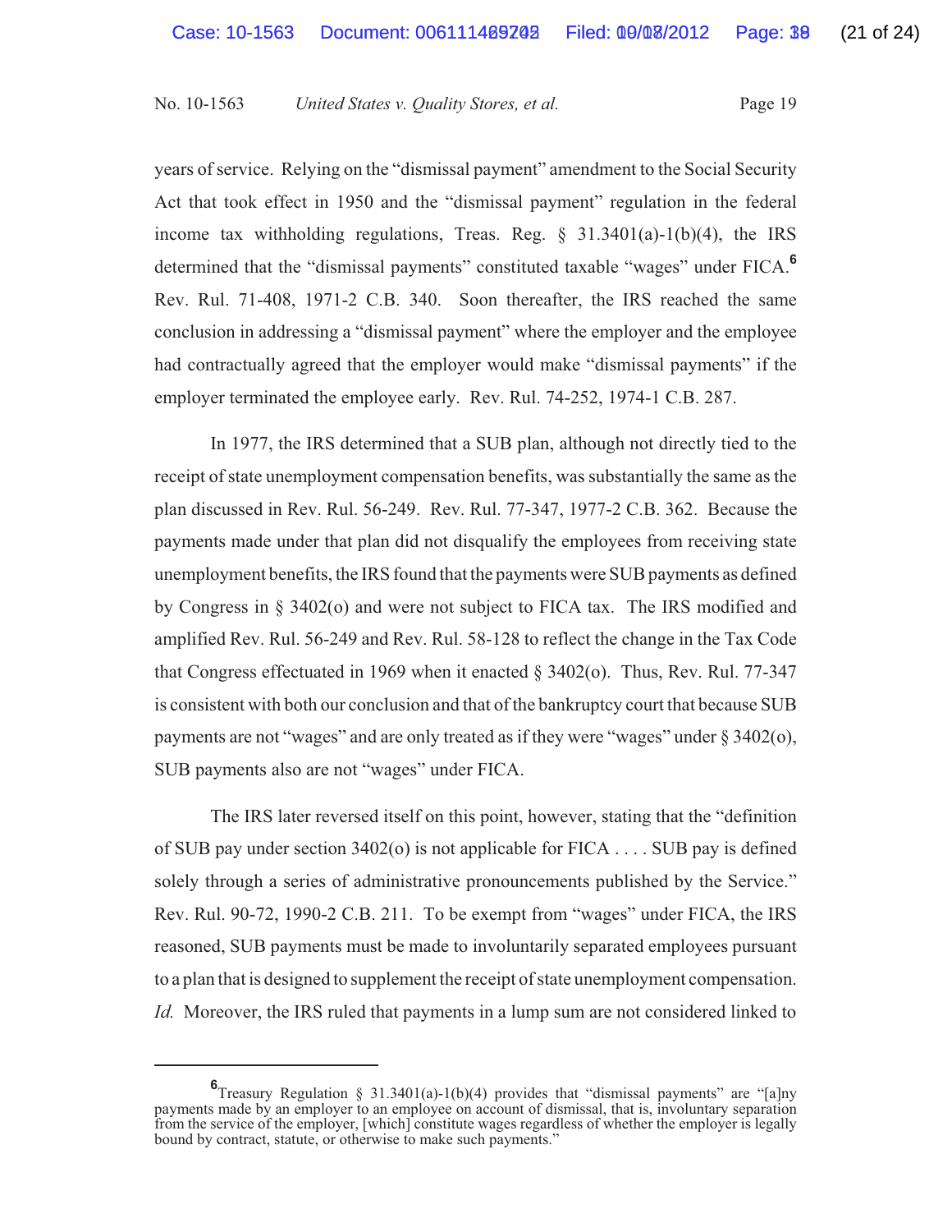years of service. Relying on the "dismissal payment" amendment to the Social Security Act that took effect in 1950 and the "dismissal payment" regulation in the federal income tax withholding regulations, Treas. Reg. § 31.3401(a)-1(b)(4), the IRS determined that the "dismissal payments" constituted taxable "wages" under FICA.[6] Rev. Rul. 71-408, 1971-2 C.B. 340. Soon thereafter, the IRS reached the same conclusion in addressing a "dismissal payment" where the employer and the employee had contractually agreed that the employer would make "dismissal payments" if the employer terminated the employee early. Rev. Rul. 74-252, 1974-1 C.B. 287.

In 1977, the IRS determined that a SUB plan, although not directly tied to the receipt of state unemployment compensation benefits, was substantially the same as the plan discussed in Rev. Rul. 56-249. Rev. Rul. 77-347, 1977-2 C.B. 362. Because the payments made under that plan did not disqualify the employees from receiving state unemployment benefits, the IRS found that the payments were SUB payments as defined by Congress in § 3402(o) and were not subject to FICA tax. The IRS modified and amplified Rev. Rul. 56-249 and Rev. Rul. 58-128 to reflect the change in the Tax Code that Congress effectuated in 1969 when it enacted § 3402(o). Thus, Rev. Rul. 77-347 is consistent with both our conclusion and that of the bankruptcy court that because SUB payments are not "wages" and are only treated as if they were "wages" under § 3402(o), SUB payments also are not "wages" under FICA.

The IRS later reversed itself on this point, however, stating that the "definition of SUB pay under section 3402(o) is not applicable for FICA . . . . SUB pay is defined solely through a series of administrative pronouncements published by the Service." Rev. Rul. 90-72, 1990-2 C.B. 211. To be exempt from "wages" under FICA, the IRS reasoned, SUB payments must be made to involuntarily separated employees pursuant to a plan that is designed to supplement the receipt of state unemployment compensation. *Id.* Moreover, the IRS ruled that payments in a lump sum are not considered linked to

---

[6] Treasury Regulation § 31.3401(a)-1(b)(4) provides that "dismissal payments" are "[a]ny payments made by an employer to an employee on account of dismissal, that is, involuntary separation from the service of the employer, [which] constitute wages regardless of whether the employer is legally bound by contract, statute, or otherwise to make such payments."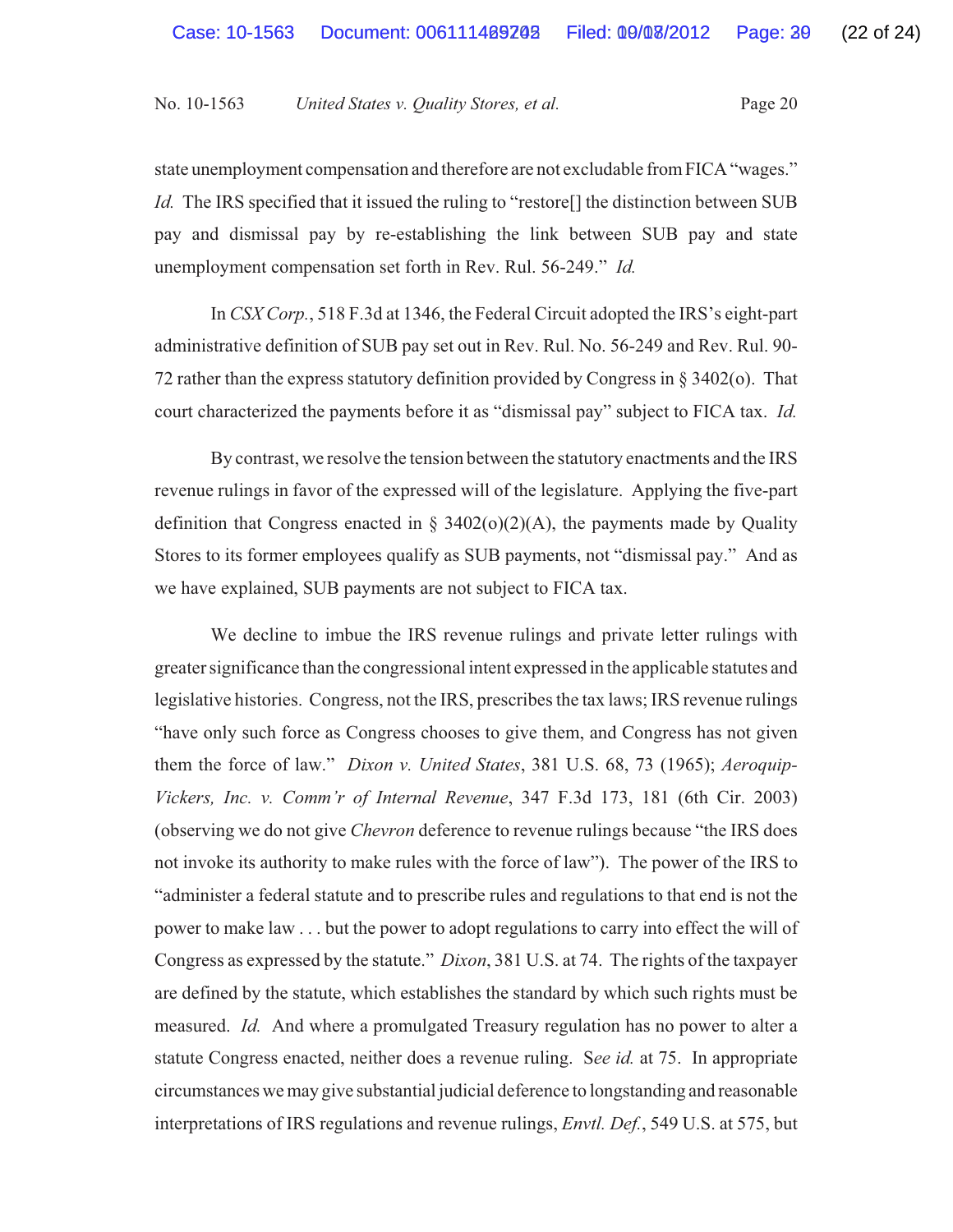state unemployment compensation and therefore are not excludable from FICA "wages." *Id.* The IRS specified that it issued the ruling to "restore[] the distinction between SUB pay and dismissal pay by re-establishing the link between SUB pay and state unemployment compensation set forth in Rev. Rul. 56-249." *Id.*

In *CSX Corp.*, 518 F.3d at 1346, the Federal Circuit adopted the IRS's eight-part administrative definition of SUB pay set out in Rev. Rul. No. 56-249 and Rev. Rul. 90-72 rather than the express statutory definition provided by Congress in § 3402(o). That court characterized the payments before it as "dismissal pay" subject to FICA tax. *Id.*

By contrast, we resolve the tension between the statutory enactments and the IRS revenue rulings in favor of the expressed will of the legislature. Applying the five-part definition that Congress enacted in § 3402(o)(2)(A), the payments made by Quality Stores to its former employees qualify as SUB payments, not "dismissal pay." And as we have explained, SUB payments are not subject to FICA tax.

We decline to imbue the IRS revenue rulings and private letter rulings with greater significance than the congressional intent expressed in the applicable statutes and legislative histories. Congress, not the IRS, prescribes the tax laws; IRS revenue rulings "have only such force as Congress chooses to give them, and Congress has not given them the force of law." *Dixon v. United States*, 381 U.S. 68, 73 (1965); *Aeroquip-Vickers, Inc. v. Comm'r of Internal Revenue*, 347 F.3d 173, 181 (6th Cir. 2003) (observing we do not give *Chevron* deference to revenue rulings because "the IRS does not invoke its authority to make rules with the force of law"). The power of the IRS to "administer a federal statute and to prescribe rules and regulations to that end is not the power to make law . . . but the power to adopt regulations to carry into effect the will of Congress as expressed by the statute." *Dixon*, 381 U.S. at 74. The rights of the taxpayer are defined by the statute, which establishes the standard by which such rights must be measured. *Id.* And where a promulgated Treasury regulation has no power to alter a statute Congress enacted, neither does a revenue ruling. S*ee id.* at 75. In appropriate circumstances we may give substantial judicial deference to longstanding and reasonable interpretations of IRS regulations and revenue rulings, *Envtl. Def.*, 549 U.S. at 575, but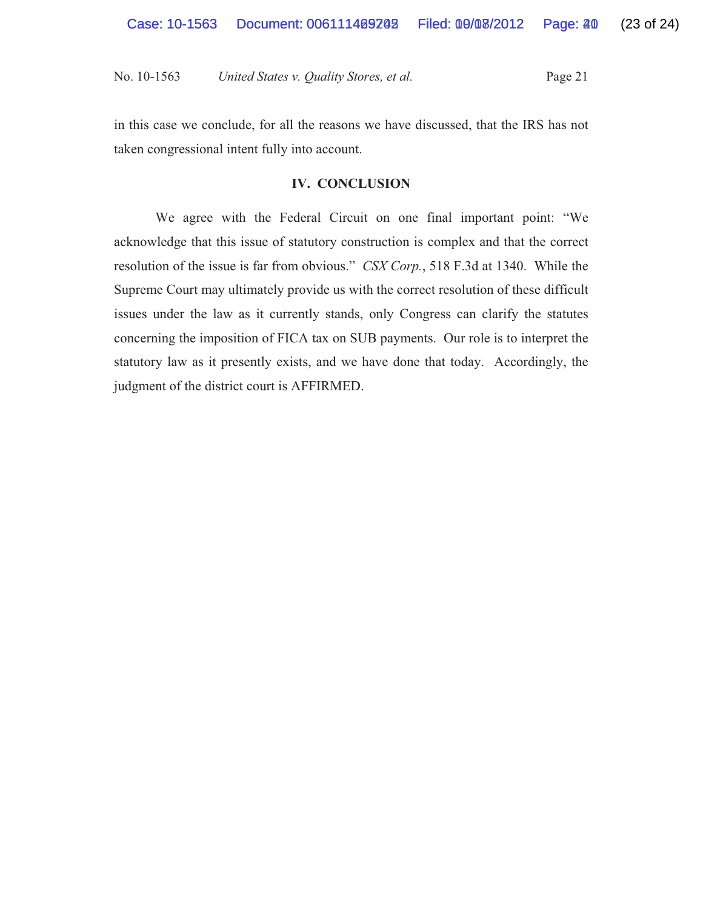in this case we conclude, for all the reasons we have discussed, that the IRS has not taken congressional intent fully into account.

## IV. CONCLUSION

We agree with the Federal Circuit on one final important point: "We acknowledge that this issue of statutory construction is complex and that the correct resolution of the issue is far from obvious." *CSX Corp.*, 518 F.3d at 1340. While the Supreme Court may ultimately provide us with the correct resolution of these difficult issues under the law as it currently stands, only Congress can clarify the statutes concerning the imposition of FICA tax on SUB payments. Our role is to interpret the statutory law as it presently exists, and we have done that today. Accordingly, the judgment of the district court is AFFIRMED.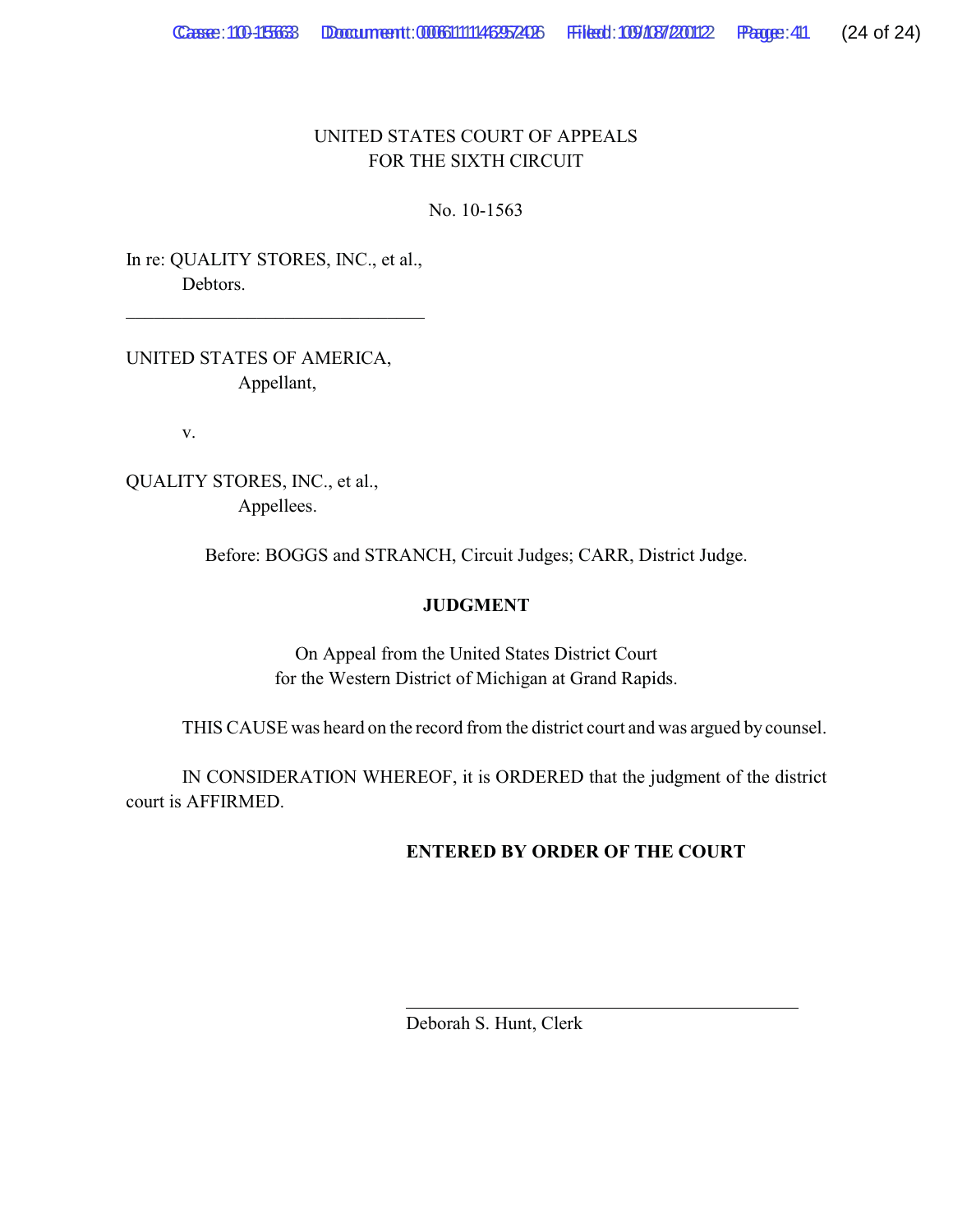UNITED STATES COURT OF APPEALS
FOR THE SIXTH CIRCUIT

No. 10-1563

In re: QUALITY STORES, INC., et al.,
Debtors.

---

UNITED STATES OF AMERICA,
Appellant,

v.

QUALITY STORES, INC., et al.,
Appellees.

Before: BOGGS and STRANCH, Circuit Judges; CARR, District Judge.

**JUDGMENT**

On Appeal from the United States District Court
for the Western District of Michigan at Grand Rapids.

THIS CAUSE was heard on the record from the district court and was argued by counsel.

IN CONSIDERATION WHEREOF, it is ORDERED that the judgment of the district court is AFFIRMED.

**ENTERED BY ORDER OF THE COURT**

---

Deborah S. Hunt, Clerk